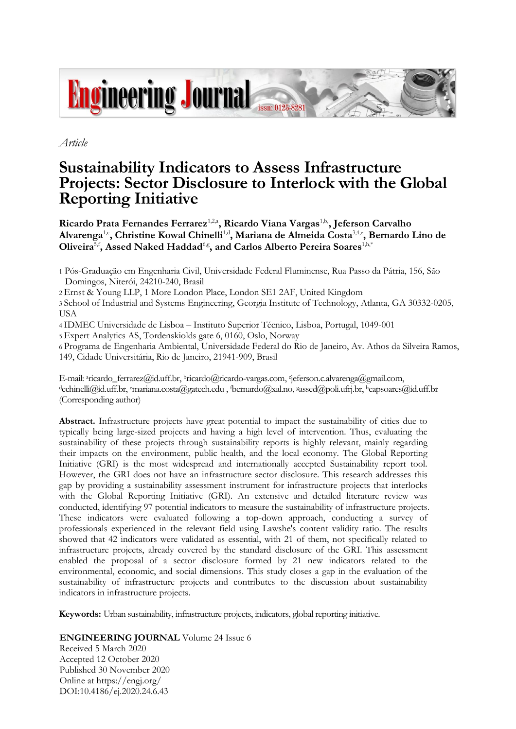*Article*

# Sustainability Indicators to Assess Infrastructure Projects: Sector Disclosure to Interlock with the Global Reporting Initiative

**Ricardo Prata Fernandes Ferrarez**[1,2,a], **Ricardo Viana Vargas**[1,b], **Jeferson Carvalho Alvarenga**[1,c], **Christine Kowal Chinelli**[1,d], **Mariana de Almeida Costa**[3,4,e], **Bernardo Lino de Oliveira**[5,f], **Assed Naked Haddad**[6,g], **and Carlos Alberto Pereira Soares**[1,h,*]

1 Pós-Graduação em Engenharia Civil, Universidade Federal Fluminense, Rua Passo da Pátria, 156, São Domingos, Niterói, 24210-240, Brasil

2 Ernst & Young LLP, 1 More London Place, London SE1 2AF, United Kingdom

3 School of Industrial and Systems Engineering, Georgia Institute of Technology, Atlanta, GA 30332-0205, USA

4 IDMEC Universidade de Lisboa – Instituto Superior Técnico, Lisboa, Portugal, 1049-001

5 Expert Analytics AS, Tordenskiolds gate 6, 0160, Oslo, Norway

6 Programa de Engenharia Ambiental, Universidade Federal do Rio de Janeiro, Av. Athos da Silveira Ramos, 149, Cidade Universitária, Rio de Janeiro, 21941-909, Brasil

E-mail: [a]ricardo_ferrarez@id.uff.br, [b]ricardo@ricardo-vargas.com, [c]jeferson.c.alvarenga@gmail.com, [d]cchinelli@id.uff.br, [e]mariana.costa@gatech.edu , [f]bernardo@xal.no, [g]assed@poli.ufrj.br, [h]capsoares@id.uff.br (Corresponding author)

**Abstract.** Infrastructure projects have great potential to impact the sustainability of cities due to typically being large-sized projects and having a high level of intervention. Thus, evaluating the sustainability of these projects through sustainability reports is highly relevant, mainly regarding their impacts on the environment, public health, and the local economy. The Global Reporting Initiative (GRI) is the most widespread and internationally accepted Sustainability report tool. However, the GRI does not have an infrastructure sector disclosure. This research addresses this gap by providing a sustainability assessment instrument for infrastructure projects that interlocks with the Global Reporting Initiative (GRI). An extensive and detailed literature review was conducted, identifying 97 potential indicators to measure the sustainability of infrastructure projects. These indicators were evaluated following a top-down approach, conducting a survey of professionals experienced in the relevant field using Lawshe's content validity ratio. The results showed that 42 indicators were validated as essential, with 21 of them, not specifically related to infrastructure projects, already covered by the standard disclosure of the GRI. This assessment enabled the proposal of a sector disclosure formed by 21 new indicators related to the environmental, economic, and social dimensions. This study closes a gap in the evaluation of the sustainability of infrastructure projects and contributes to the discussion about sustainability indicators in infrastructure projects.

**Keywords:** Urban sustainability, infrastructure projects, indicators, global reporting initiative.

**ENGINEERING JOURNAL** Volume 24 Issue 6
Received 5 March 2020
Accepted 12 October 2020
Published 30 November 2020
Online at https://engj.org/
DOI:10.4186/ej.2020.24.6.43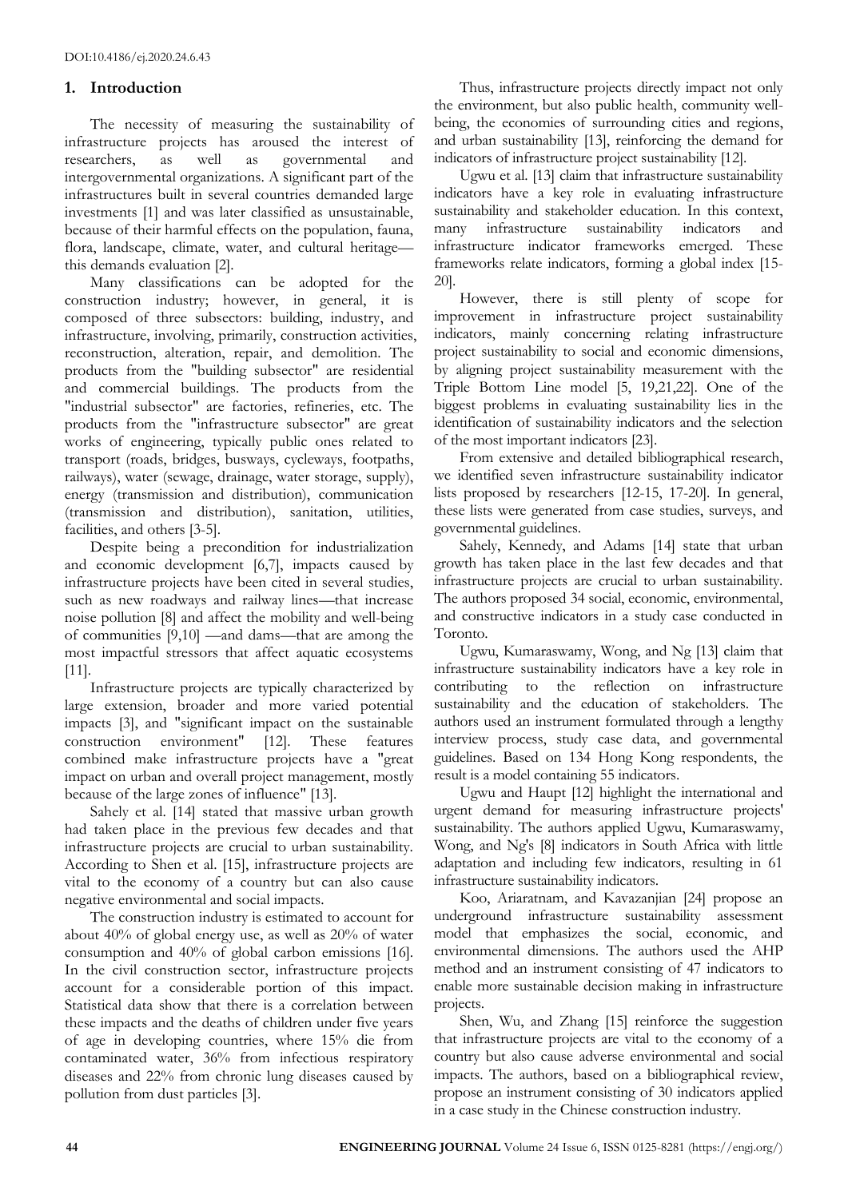## 1. Introduction

The necessity of measuring the sustainability of infrastructure projects has aroused the interest of researchers, as well as governmental and intergovernmental organizations. A significant part of the infrastructures built in several countries demanded large investments [1] and was later classified as unsustainable, because of their harmful effects on the population, fauna, flora, landscape, climate, water, and cultural heritage—this demands evaluation [2].

Many classifications can be adopted for the construction industry; however, in general, it is composed of three subsectors: building, industry, and infrastructure, involving, primarily, construction activities, reconstruction, alteration, repair, and demolition. The products from the "building subsector" are residential and commercial buildings. The products from the "industrial subsector" are factories, refineries, etc. The products from the "infrastructure subsector" are great works of engineering, typically public ones related to transport (roads, bridges, busways, cycleways, footpaths, railways), water (sewage, drainage, water storage, supply), energy (transmission and distribution), communication (transmission and distribution), sanitation, utilities, facilities, and others [3-5].

Despite being a precondition for industrialization and economic development [6,7], impacts caused by infrastructure projects have been cited in several studies, such as new roadways and railway lines—that increase noise pollution [8] and affect the mobility and well-being of communities [9,10] —and dams—that are among the most impactful stressors that affect aquatic ecosystems [11].

Infrastructure projects are typically characterized by large extension, broader and more varied potential impacts [3], and "significant impact on the sustainable construction environment" [12]. These features combined make infrastructure projects have a "great impact on urban and overall project management, mostly because of the large zones of influence" [13].

Sahely et al. [14] stated that massive urban growth had taken place in the previous few decades and that infrastructure projects are crucial to urban sustainability. According to Shen et al. [15], infrastructure projects are vital to the economy of a country but can also cause negative environmental and social impacts.

The construction industry is estimated to account for about 40% of global energy use, as well as 20% of water consumption and 40% of global carbon emissions [16]. In the civil construction sector, infrastructure projects account for a considerable portion of this impact. Statistical data show that there is a correlation between these impacts and the deaths of children under five years of age in developing countries, where 15% die from contaminated water, 36% from infectious respiratory diseases and 22% from chronic lung diseases caused by pollution from dust particles [3].

Thus, infrastructure projects directly impact not only the environment, but also public health, community well-being, the economies of surrounding cities and regions, and urban sustainability [13], reinforcing the demand for indicators of infrastructure project sustainability [12].

Ugwu et al. [13] claim that infrastructure sustainability indicators have a key role in evaluating infrastructure sustainability and stakeholder education. In this context, many infrastructure sustainability indicators and infrastructure indicator frameworks emerged. These frameworks relate indicators, forming a global index [15-20].

However, there is still plenty of scope for improvement in infrastructure project sustainability indicators, mainly concerning relating infrastructure project sustainability to social and economic dimensions, by aligning project sustainability measurement with the Triple Bottom Line model [5, 19,21,22]. One of the biggest problems in evaluating sustainability lies in the identification of sustainability indicators and the selection of the most important indicators [23].

From extensive and detailed bibliographical research, we identified seven infrastructure sustainability indicator lists proposed by researchers [12-15, 17-20]. In general, these lists were generated from case studies, surveys, and governmental guidelines.

Sahely, Kennedy, and Adams [14] state that urban growth has taken place in the last few decades and that infrastructure projects are crucial to urban sustainability. The authors proposed 34 social, economic, environmental, and constructive indicators in a study case conducted in Toronto.

Ugwu, Kumaraswamy, Wong, and Ng [13] claim that infrastructure sustainability indicators have a key role in contributing to the reflection on infrastructure sustainability and the education of stakeholders. The authors used an instrument formulated through a lengthy interview process, study case data, and governmental guidelines. Based on 134 Hong Kong respondents, the result is a model containing 55 indicators.

Ugwu and Haupt [12] highlight the international and urgent demand for measuring infrastructure projects' sustainability. The authors applied Ugwu, Kumaraswamy, Wong, and Ng's [8] indicators in South Africa with little adaptation and including few indicators, resulting in 61 infrastructure sustainability indicators.

Koo, Ariaratnam, and Kavazanjian [24] propose an underground infrastructure sustainability assessment model that emphasizes the social, economic, and environmental dimensions. The authors used the AHP method and an instrument consisting of 47 indicators to enable more sustainable decision making in infrastructure projects.

Shen, Wu, and Zhang [15] reinforce the suggestion that infrastructure projects are vital to the economy of a country but also cause adverse environmental and social impacts. The authors, based on a bibliographical review, propose an instrument consisting of 30 indicators applied in a case study in the Chinese construction industry.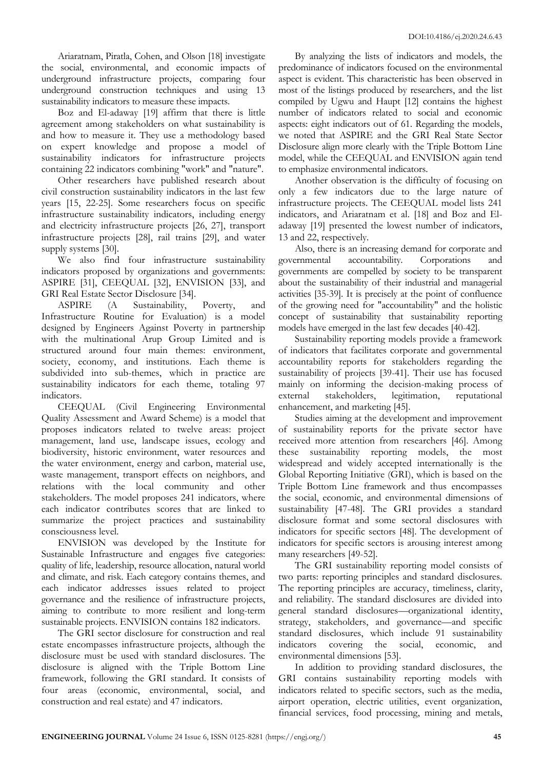Ariaratnam, Piratla, Cohen, and Olson [18] investigate the social, environmental, and economic impacts of underground infrastructure projects, comparing four underground construction techniques and using 13 sustainability indicators to measure these impacts.

Boz and El-adaway [19] affirm that there is little agreement among stakeholders on what sustainability is and how to measure it. They use a methodology based on expert knowledge and propose a model of sustainability indicators for infrastructure projects containing 22 indicators combining "work" and "nature".

Other researchers have published research about civil construction sustainability indicators in the last few years [15, 22-25]. Some researchers focus on specific infrastructure sustainability indicators, including energy and electricity infrastructure projects [26, 27], transport infrastructure projects [28], rail trains [29], and water supply systems [30].

We also find four infrastructure sustainability indicators proposed by organizations and governments: ASPIRE [31], CEEQUAL [32], ENVISION [33], and GRI Real Estate Sector Disclosure [34].

ASPIRE (A Sustainability, Poverty, and Infrastructure Routine for Evaluation) is a model designed by Engineers Against Poverty in partnership with the multinational Arup Group Limited and is structured around four main themes: environment, society, economy, and institutions. Each theme is subdivided into sub-themes, which in practice are sustainability indicators for each theme, totaling 97 indicators.

CEEQUAL (Civil Engineering Environmental Quality Assessment and Award Scheme) is a model that proposes indicators related to twelve areas: project management, land use, landscape issues, ecology and biodiversity, historic environment, water resources and the water environment, energy and carbon, material use, waste management, transport effects on neighbors, and relations with the local community and other stakeholders. The model proposes 241 indicators, where each indicator contributes scores that are linked to summarize the project practices and sustainability consciousness level.

ENVISION was developed by the Institute for Sustainable Infrastructure and engages five categories: quality of life, leadership, resource allocation, natural world and climate, and risk. Each category contains themes, and each indicator addresses issues related to project governance and the resilience of infrastructure projects, aiming to contribute to more resilient and long-term sustainable projects. ENVISION contains 182 indicators.

The GRI sector disclosure for construction and real estate encompasses infrastructure projects, although the disclosure must be used with standard disclosures. The disclosure is aligned with the Triple Bottom Line framework, following the GRI standard. It consists of four areas (economic, environmental, social, and construction and real estate) and 47 indicators.

By analyzing the lists of indicators and models, the predominance of indicators focused on the environmental aspect is evident. This characteristic has been observed in most of the listings produced by researchers, and the list compiled by Ugwu and Haupt [12] contains the highest number of indicators related to social and economic aspects: eight indicators out of 61. Regarding the models, we noted that ASPIRE and the GRI Real State Sector Disclosure align more clearly with the Triple Bottom Line model, while the CEEQUAL and ENVISION again tend to emphasize environmental indicators.

Another observation is the difficulty of focusing on only a few indicators due to the large nature of infrastructure projects. The CEEQUAL model lists 241 indicators, and Ariaratnam et al. [18] and Boz and El-adaway [19] presented the lowest number of indicators, 13 and 22, respectively.

Also, there is an increasing demand for corporate and governmental accountability. Corporations and governments are compelled by society to be transparent about the sustainability of their industrial and managerial activities [35-39]. It is precisely at the point of confluence of the growing need for "accountability" and the holistic concept of sustainability that sustainability reporting models have emerged in the last few decades [40-42].

Sustainability reporting models provide a framework of indicators that facilitates corporate and governmental accountability reports for stakeholders regarding the sustainability of projects [39-41]. Their use has focused mainly on informing the decision-making process of external stakeholders, legitimation, reputational enhancement, and marketing [45].

Studies aiming at the development and improvement of sustainability reports for the private sector have received more attention from researchers [46]. Among these sustainability reporting models, the most widespread and widely accepted internationally is the Global Reporting Initiative (GRI), which is based on the Triple Bottom Line framework and thus encompasses the social, economic, and environmental dimensions of sustainability [47-48]. The GRI provides a standard disclosure format and some sectoral disclosures with indicators for specific sectors [48]. The development of indicators for specific sectors is arousing interest among many researchers [49-52].

The GRI sustainability reporting model consists of two parts: reporting principles and standard disclosures. The reporting principles are accuracy, timeliness, clarity, and reliability. The standard disclosures are divided into general standard disclosures—organizational identity, strategy, stakeholders, and governance—and specific standard disclosures, which include 91 sustainability indicators covering the social, economic, and environmental dimensions [53].

In addition to providing standard disclosures, the GRI contains sustainability reporting models with indicators related to specific sectors, such as the media, airport operation, electric utilities, event organization, financial services, food processing, mining and metals,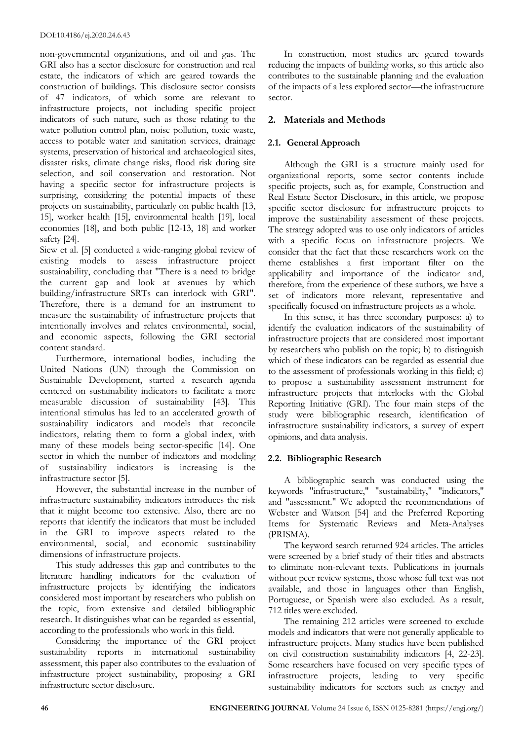non-governmental organizations, and oil and gas. The GRI also has a sector disclosure for construction and real estate, the indicators of which are geared towards the construction of buildings. This disclosure sector consists of 47 indicators, of which some are relevant to infrastructure projects, not including specific project indicators of such nature, such as those relating to the water pollution control plan, noise pollution, toxic waste, access to potable water and sanitation services, drainage systems, preservation of historical and archaeological sites, disaster risks, climate change risks, flood risk during site selection, and soil conservation and restoration. Not having a specific sector for infrastructure projects is surprising, considering the potential impacts of these projects on sustainability, particularly on public health [13, 15], worker health [15], environmental health [19], local economies [18], and both public [12-13, 18] and worker safety [24].

Siew et al. [5] conducted a wide-ranging global review of existing models to assess infrastructure project sustainability, concluding that "There is a need to bridge the current gap and look at avenues by which building/infrastructure SRTs can interlock with GRI". Therefore, there is a demand for an instrument to measure the sustainability of infrastructure projects that intentionally involves and relates environmental, social, and economic aspects, following the GRI sectorial content standard.

Furthermore, international bodies, including the United Nations (UN) through the Commission on Sustainable Development, started a research agenda centered on sustainability indicators to facilitate a more measurable discussion of sustainability [43]. This intentional stimulus has led to an accelerated growth of sustainability indicators and models that reconcile indicators, relating them to form a global index, with many of these models being sector-specific [14]. One sector in which the number of indicators and modeling of sustainability indicators is increasing is the infrastructure sector [5].

However, the substantial increase in the number of infrastructure sustainability indicators introduces the risk that it might become too extensive. Also, there are no reports that identify the indicators that must be included in the GRI to improve aspects related to the environmental, social, and economic sustainability dimensions of infrastructure projects.

This study addresses this gap and contributes to the literature handling indicators for the evaluation of infrastructure projects by identifying the indicators considered most important by researchers who publish on the topic, from extensive and detailed bibliographic research. It distinguishes what can be regarded as essential, according to the professionals who work in this field.

Considering the importance of the GRI project sustainability reports in international sustainability assessment, this paper also contributes to the evaluation of infrastructure project sustainability, proposing a GRI infrastructure sector disclosure.

In construction, most studies are geared towards reducing the impacts of building works, so this article also contributes to the sustainable planning and the evaluation of the impacts of a less explored sector—the infrastructure sector.

## 2. Materials and Methods

### 2.1. General Approach

Although the GRI is a structure mainly used for organizational reports, some sector contents include specific projects, such as, for example, Construction and Real Estate Sector Disclosure, in this article, we propose specific sector disclosure for infrastructure projects to improve the sustainability assessment of these projects. The strategy adopted was to use only indicators of articles with a specific focus on infrastructure projects. We consider that the fact that these researchers work on the theme establishes a first important filter on the applicability and importance of the indicator and, therefore, from the experience of these authors, we have a set of indicators more relevant, representative and specifically focused on infrastructure projects as a whole.

In this sense, it has three secondary purposes: a) to identify the evaluation indicators of the sustainability of infrastructure projects that are considered most important by researchers who publish on the topic; b) to distinguish which of these indicators can be regarded as essential due to the assessment of professionals working in this field; c) to propose a sustainability assessment instrument for infrastructure projects that interlocks with the Global Reporting Initiative (GRI). The four main steps of the study were bibliographic research, identification of infrastructure sustainability indicators, a survey of expert opinions, and data analysis.

### 2.2. Bibliographic Research

A bibliographic search was conducted using the keywords "infrastructure," "sustainability," "indicators," and "assessment." We adopted the recommendations of Webster and Watson [54] and the Preferred Reporting Items for Systematic Reviews and Meta-Analyses (PRISMA).

The keyword search returned 924 articles. The articles were screened by a brief study of their titles and abstracts to eliminate non-relevant texts. Publications in journals without peer review systems, those whose full text was not available, and those in languages other than English, Portuguese, or Spanish were also excluded. As a result, 712 titles were excluded.

The remaining 212 articles were screened to exclude models and indicators that were not generally applicable to infrastructure projects. Many studies have been published on civil construction sustainability indicators [4, 22-23]. Some researchers have focused on very specific types of infrastructure projects, leading to very specific sustainability indicators for sectors such as energy and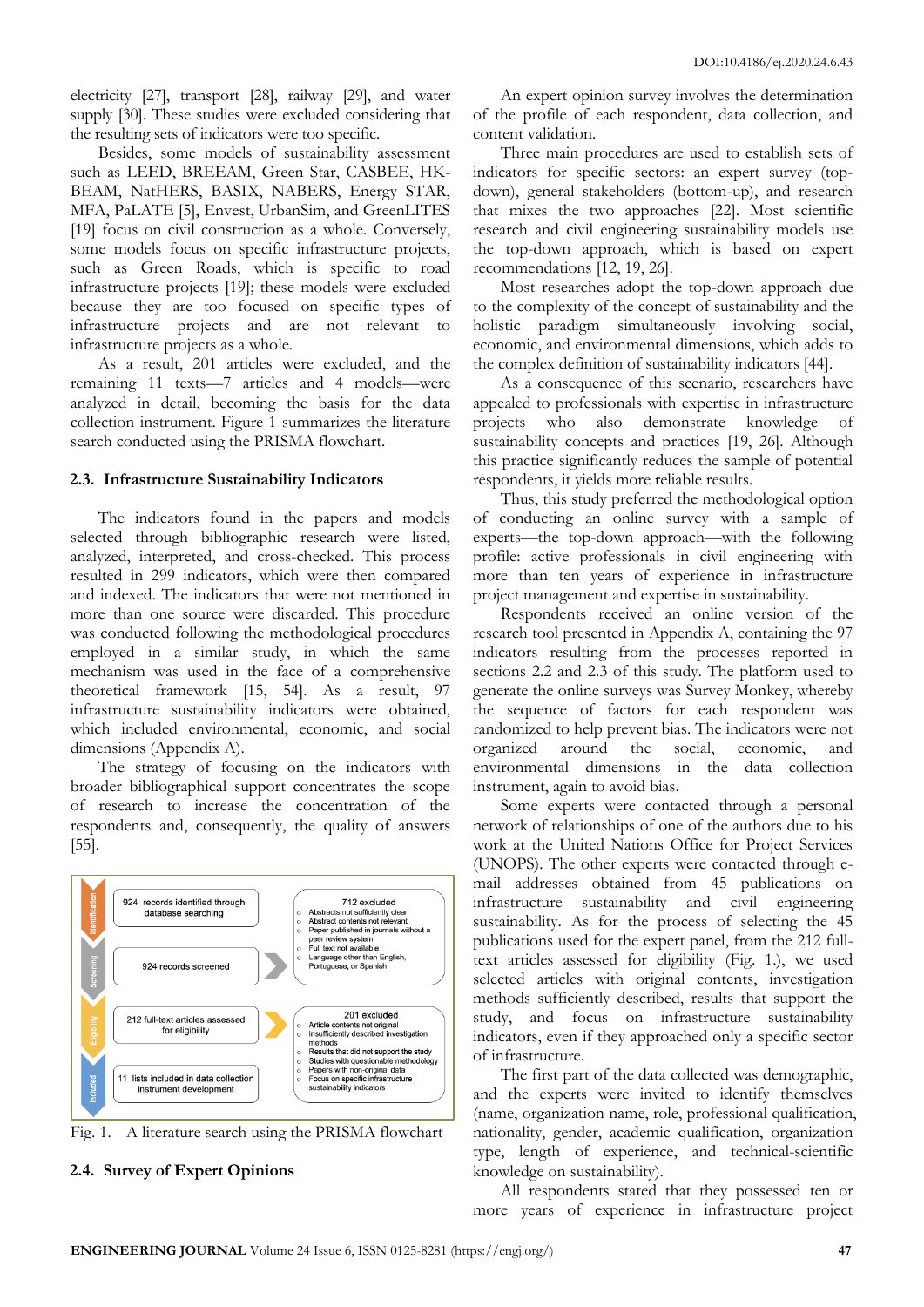electricity [27], transport [28], railway [29], and water supply [30]. These studies were excluded considering that the resulting sets of indicators were too specific.

Besides, some models of sustainability assessment such as LEED, BREEAM, Green Star, CASBEE, HK-BEAM, NatHERS, BASIX, NABERS, Energy STAR, MFA, PaLATE [5], Envest, UrbanSim, and GreenLITES [19] focus on civil construction as a whole. Conversely, some models focus on specific infrastructure projects, such as Green Roads, which is specific to road infrastructure projects [19]; these models were excluded because they are too focused on specific types of infrastructure projects and are not relevant to infrastructure projects as a whole.

As a result, 201 articles were excluded, and the remaining 11 texts—7 articles and 4 models—were analyzed in detail, becoming the basis for the data collection instrument. Figure 1 summarizes the literature search conducted using the PRISMA flowchart.

## 2.3. Infrastructure Sustainability Indicators

The indicators found in the papers and models selected through bibliographic research were listed, analyzed, interpreted, and cross-checked. This process resulted in 299 indicators, which were then compared and indexed. The indicators that were not mentioned in more than one source were discarded. This procedure was conducted following the methodological procedures employed in a similar study, in which the same mechanism was used in the face of a comprehensive theoretical framework [15, 54]. As a result, 97 infrastructure sustainability indicators were obtained, which included environmental, economic, and social dimensions (Appendix A).

The strategy of focusing on the indicators with broader bibliographical support concentrates the scope of research to increase the concentration of the respondents and, consequently, the quality of answers [55].

Identification: 924 records identified through database searching

Screening: 924 records screened → 712 excluded
- Abstracts not sufficiently clear
- Abstract contents not relevant
- Paper published in journals without a peer review system
- Full text not available
- Language other than English, Portuguese, or Spanish

Eligibility: 212 full-text articles assessed for eligibility → 201 excluded
- Article contents not original
- Insufficiently described investigation methods
- Results that did not support the study
- Studies with questionable methodology
- Papers with non-original data
- Focus on specific infrastructure sustainability indicators

Included: 11 lists included in data collection instrument development

Fig. 1. A literature search using the PRISMA flowchart

## 2.4. Survey of Expert Opinions

An expert opinion survey involves the determination of the profile of each respondent, data collection, and content validation.

Three main procedures are used to establish sets of indicators for specific sectors: an expert survey (top-down), general stakeholders (bottom-up), and research that mixes the two approaches [22]. Most scientific research and civil engineering sustainability models use the top-down approach, which is based on expert recommendations [12, 19, 26].

Most researches adopt the top-down approach due to the complexity of the concept of sustainability and the holistic paradigm simultaneously involving social, economic, and environmental dimensions, which adds to the complex definition of sustainability indicators [44].

As a consequence of this scenario, researchers have appealed to professionals with expertise in infrastructure projects who also demonstrate knowledge of sustainability concepts and practices [19, 26]. Although this practice significantly reduces the sample of potential respondents, it yields more reliable results.

Thus, this study preferred the methodological option of conducting an online survey with a sample of experts—the top-down approach—with the following profile: active professionals in civil engineering with more than ten years of experience in infrastructure project management and expertise in sustainability.

Respondents received an online version of the research tool presented in Appendix A, containing the 97 indicators resulting from the processes reported in sections 2.2 and 2.3 of this study. The platform used to generate the online surveys was Survey Monkey, whereby the sequence of factors for each respondent was randomized to help prevent bias. The indicators were not organized around the social, economic, and environmental dimensions in the data collection instrument, again to avoid bias.

Some experts were contacted through a personal network of relationships of one of the authors due to his work at the United Nations Office for Project Services (UNOPS). The other experts were contacted through e-mail addresses obtained from 45 publications on infrastructure sustainability and civil engineering sustainability. As for the process of selecting the 45 publications used for the expert panel, from the 212 full-text articles assessed for eligibility (Fig. 1.), we used selected articles with original contents, investigation methods sufficiently described, results that support the study, and focus on infrastructure sustainability indicators, even if they approached only a specific sector of infrastructure.

The first part of the data collected was demographic, and the experts were invited to identify themselves (name, organization name, role, professional qualification, nationality, gender, academic qualification, organization type, length of experience, and technical-scientific knowledge on sustainability).

All respondents stated that they possessed ten or more years of experience in infrastructure project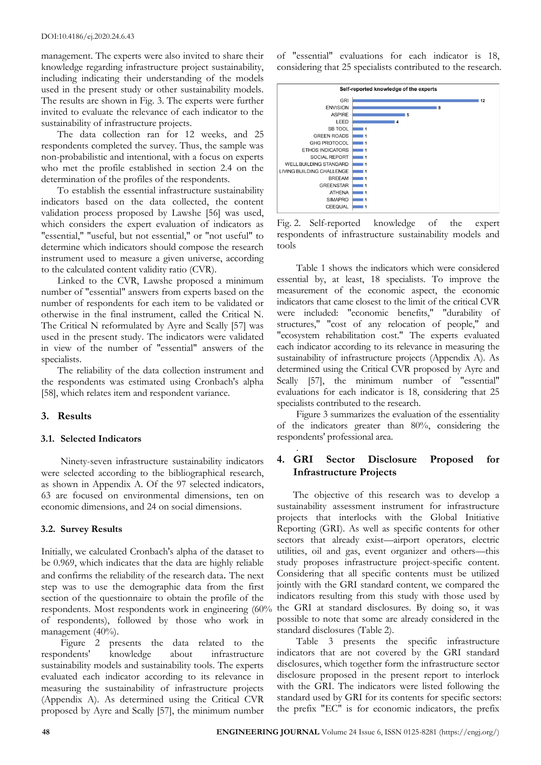management. The experts were also invited to share their knowledge regarding infrastructure project sustainability, including indicating their understanding of the models used in the present study or other sustainability models. The results are shown in Fig. 3. The experts were further invited to evaluate the relevance of each indicator to the sustainability of infrastructure projects.

The data collection ran for 12 weeks, and 25 respondents completed the survey. Thus, the sample was non-probabilistic and intentional, with a focus on experts who met the profile established in section 2.4 on the determination of the profiles of the respondents.

To establish the essential infrastructure sustainability indicators based on the data collected, the content validation process proposed by Lawshe [56] was used, which considers the expert evaluation of indicators as "essential," "useful, but not essential," or "not useful" to determine which indicators should compose the research instrument used to measure a given universe, according to the calculated content validity ratio (CVR).

Linked to the CVR, Lawshe proposed a minimum number of "essential" answers from experts based on the number of respondents for each item to be validated or otherwise in the final instrument, called the Critical N. The Critical N reformulated by Ayre and Scally [57] was used in the present study. The indicators were validated in view of the number of "essential" answers of the specialists.

The reliability of the data collection instrument and the respondents was estimated using Cronbach's alpha [58], which relates item and respondent variance.

## 3. Results

### 3.1. Selected Indicators

Ninety-seven infrastructure sustainability indicators were selected according to the bibliographical research, as shown in Appendix A. Of the 97 selected indicators, 63 are focused on environmental dimensions, ten on economic dimensions, and 24 on social dimensions.

### 3.2. Survey Results

Initially, we calculated Cronbach's alpha of the dataset to be 0.969, which indicates that the data are highly reliable and confirms the reliability of the research data. The next step was to use the demographic data from the first section of the questionnaire to obtain the profile of the respondents. Most respondents work in engineering (60% of respondents), followed by those who work in management (40%).

Figure 2 presents the data related to the respondents' knowledge about infrastructure sustainability models and sustainability tools. The experts evaluated each indicator according to its relevance in measuring the sustainability of infrastructure projects (Appendix A). As determined using the Critical CVR proposed by Ayre and Scally [57], the minimum number of "essential" evaluations for each indicator is 18, considering that 25 specialists contributed to the research.

| Self-reported knowledge of the experts | |
|---|---|
| GRI | 12 |
| ENVISION | 8 |
| ASPIRE | 5 |
| LEED | 4 |
| SB TOOL | 1 |
| GREEN ROADS | 1 |
| GHG PROTOCOL | 1 |
| ETHOS INDICATORS | 1 |
| SOCIAL REPORT | 1 |
| WELL BUILDING STANDARD | 1 |
| LIVING BUILDING CHALLENGE | 1 |
| BREEAM | 1 |
| GREENSTAR | 1 |
| ATHENA | 1 |
| SIMAPRO | 1 |
| CEEQUAL | 1 |

Fig. 2. Self-reported knowledge of the expert respondents of infrastructure sustainability models and tools

Table 1 shows the indicators which were considered essential by, at least, 18 specialists. To improve the measurement of the economic aspect, the economic indicators that came closest to the limit of the critical CVR were included: "economic benefits," "durability of structures," "cost of any relocation of people," and "ecosystem rehabilitation cost." The experts evaluated each indicator according to its relevance in measuring the sustainability of infrastructure projects (Appendix A). As determined using the Critical CVR proposed by Ayre and Scally [57], the minimum number of "essential" evaluations for each indicator is 18, considering that 25 specialists contributed to the research.

Figure 3 summarizes the evaluation of the essentiality of the indicators greater than 80%, considering the respondents' professional area.

## 4. GRI Sector Disclosure Proposed for Infrastructure Projects

The objective of this research was to develop a sustainability assessment instrument for infrastructure projects that interlocks with the Global Initiative Reporting (GRI). As well as specific contents for other sectors that already exist—airport operators, electric utilities, oil and gas, event organizer and others—this study proposes infrastructure project-specific content. Considering that all specific contents must be utilized jointly with the GRI standard content, we compared the indicators resulting from this study with those used by the GRI at standard disclosures. By doing so, it was possible to note that some are already considered in the standard disclosures (Table 2).

Table 3 presents the specific infrastructure indicators that are not covered by the GRI standard disclosures, which together form the infrastructure sector disclosure proposed in the present report to interlock with the GRI. The indicators were listed following the standard used by GRI for its contents for specific sectors: the prefix "EC" is for economic indicators, the prefix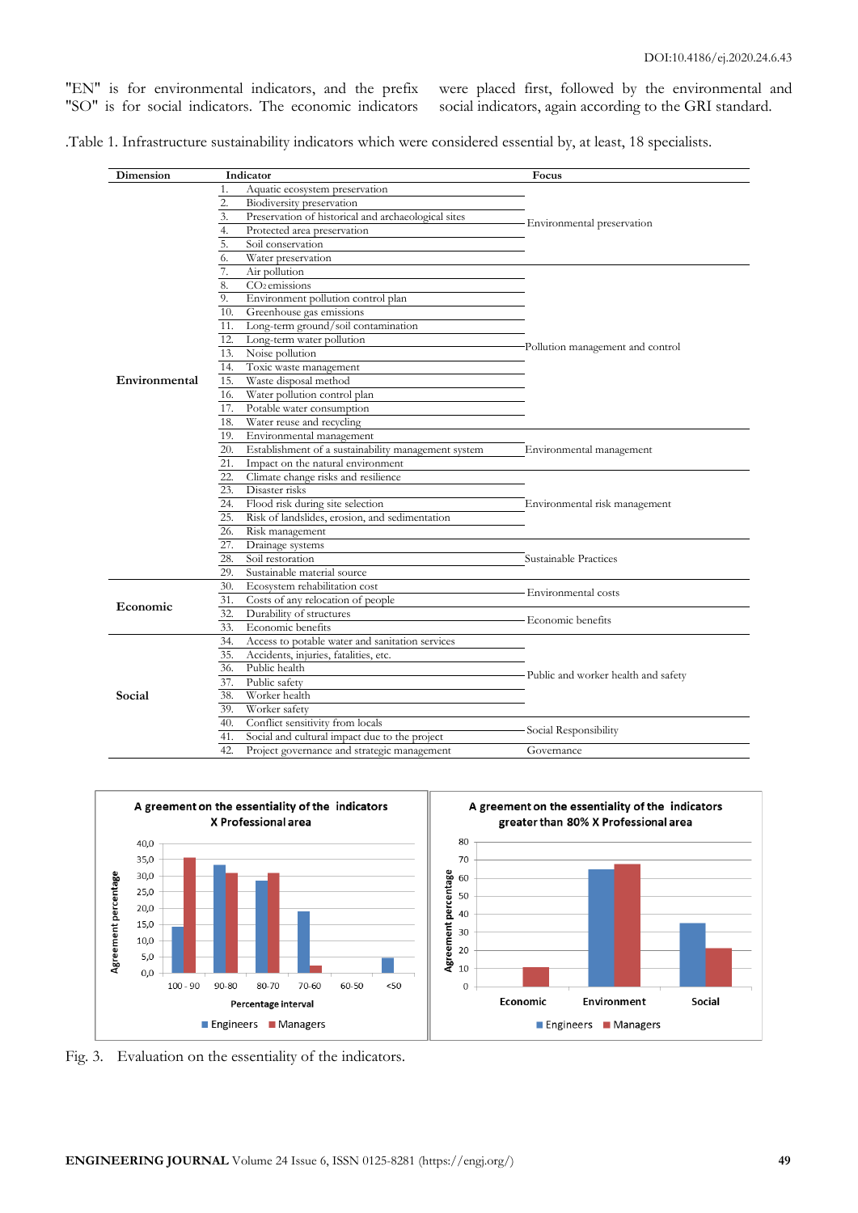"EN" is for environmental indicators, and the prefix "SO" is for social indicators. The economic indicators were placed first, followed by the environmental and social indicators, again according to the GRI standard.

.Table 1. Infrastructure sustainability indicators which were considered essential by, at least, 18 specialists.

| Dimension | Indicator | Focus |
|---|---|---|
| Environmental | 1. Aquatic ecosystem preservation | Environmental preservation |
| | 2. Biodiversity preservation | |
| | 3. Preservation of historical and archaeological sites | |
| | 4. Protected area preservation | |
| | 5. Soil conservation | |
| | 6. Water preservation | |
| | 7. Air pollution | Pollution management and control |
| | 8. $CO_2$ emissions | |
| | 9. Environment pollution control plan | |
| | 10. Greenhouse gas emissions | |
| | 11. Long-term ground/soil contamination | |
| | 12. Long-term water pollution | |
| | 13. Noise pollution | |
| | 14. Toxic waste management | |
| | 15. Waste disposal method | |
| | 16. Water pollution control plan | |
| | 17. Potable water consumption | |
| | 18. Water reuse and recycling | |
| | 19. Environmental management | Environmental management |
| | 20. Establishment of a sustainability management system | |
| | 21. Impact on the natural environment | |
| | 22. Climate change risks and resilience | Environmental risk management |
| | 23. Disaster risks | |
| | 24. Flood risk during site selection | |
| | 25. Risk of landslides, erosion, and sedimentation | |
| | 26. Risk management | |
| | 27. Drainage systems | Sustainable Practices |
| | 28. Soil restoration | |
| | 29. Sustainable material source | |
| Economic | 30. Ecosystem rehabilitation cost | Environmental costs |
| | 31. Costs of any relocation of people | |
| | 32. Durability of structures | Economic benefits |
| | 33. Economic benefits | |
| Social | 34. Access to potable water and sanitation services | Public and worker health and safety |
| | 35. Accidents, injuries, fatalities, etc. | |
| | 36. Public health | |
| | 37. Public safety | |
| | 38. Worker health | |
| | 39. Worker safety | |
| | 40. Conflict sensitivity from locals | Social Responsibility |
| | 41. Social and cultural impact due to the project | |
| | 42. Project governance and strategic management | Governance |

Fig. 3. Evaluation on the essentiality of the indicators.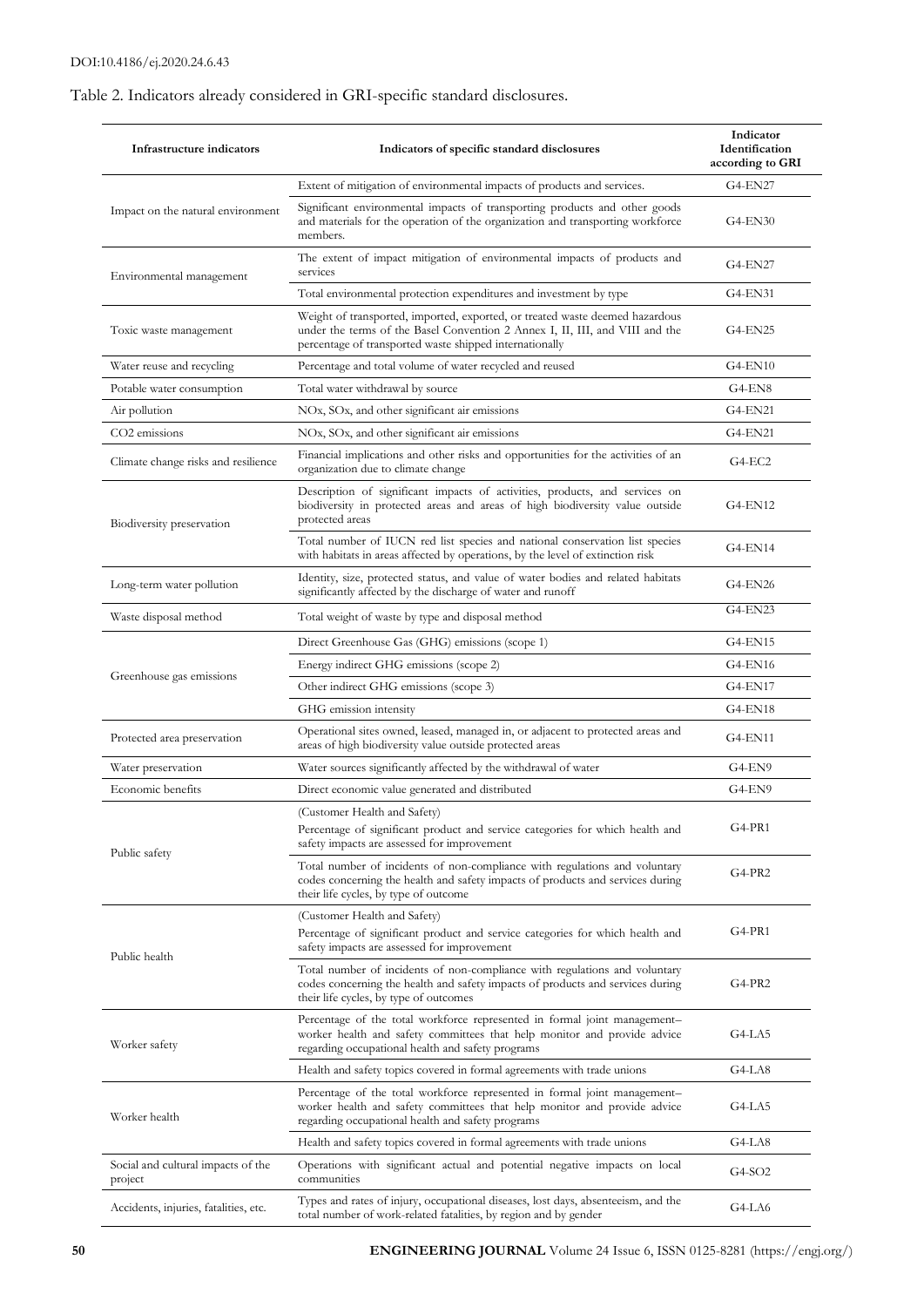Table 2. Indicators already considered in GRI-specific standard disclosures.

| Infrastructure indicators | Indicators of specific standard disclosures | Indicator Identification according to GRI |
|---|---|---|
| Impact on the natural environment | Extent of mitigation of environmental impacts of products and services. | G4-EN27 |
| | Significant environmental impacts of transporting products and other goods and materials for the operation of the organization and transporting workforce members. | G4-EN30 |
| Environmental management | The extent of impact mitigation of environmental impacts of products and services | G4-EN27 |
| | Total environmental protection expenditures and investment by type | G4-EN31 |
| Toxic waste management | Weight of transported, imported, exported, or treated waste deemed hazardous under the terms of the Basel Convention 2 Annex I, II, III, and VIII and the percentage of transported waste shipped internationally | G4-EN25 |
| Water reuse and recycling | Percentage and total volume of water recycled and reused | G4-EN10 |
| Potable water consumption | Total water withdrawal by source | G4-EN8 |
| Air pollution | NOx, SOx, and other significant air emissions | G4-EN21 |
| $CO_2$ emissions | NOx, SOx, and other significant air emissions | G4-EN21 |
| Climate change risks and resilience | Financial implications and other risks and opportunities for the activities of an organization due to climate change | G4-EC2 |
| Biodiversity preservation | Description of significant impacts of activities, products, and services on biodiversity in protected areas and areas of high biodiversity value outside protected areas | G4-EN12 |
| | Total number of IUCN red list species and national conservation list species with habitats in areas affected by operations, by the level of extinction risk | G4-EN14 |
| Long-term water pollution | Identity, size, protected status, and value of water bodies and related habitats significantly affected by the discharge of water and runoff | G4-EN26 |
| Waste disposal method | Total weight of waste by type and disposal method | G4-EN23 |
| Greenhouse gas emissions | Direct Greenhouse Gas (GHG) emissions (scope 1) | G4-EN15 |
| | Energy indirect GHG emissions (scope 2) | G4-EN16 |
| | Other indirect GHG emissions (scope 3) | G4-EN17 |
| | GHG emission intensity | G4-EN18 |
| Protected area preservation | Operational sites owned, leased, managed in, or adjacent to protected areas and areas of high biodiversity value outside protected areas | G4-EN11 |
| Water preservation | Water sources significantly affected by the withdrawal of water | G4-EN9 |
| Economic benefits | Direct economic value generated and distributed | G4-EN9 |
| Public safety | (Customer Health and Safety) Percentage of significant product and service categories for which health and safety impacts are assessed for improvement | G4-PR1 |
| | Total number of incidents of non-compliance with regulations and voluntary codes concerning the health and safety impacts of products and services during their life cycles, by type of outcome | G4-PR2 |
| Public health | (Customer Health and Safety) Percentage of significant product and service categories for which health and safety impacts are assessed for improvement | G4-PR1 |
| | Total number of incidents of non-compliance with regulations and voluntary codes concerning the health and safety impacts of products and services during their life cycles, by type of outcomes | G4-PR2 |
| Worker safety | Percentage of the total workforce represented in formal joint management–worker health and safety committees that help monitor and provide advice regarding occupational health and safety programs | G4-LA5 |
| | Health and safety topics covered in formal agreements with trade unions | G4-LA8 |
| Worker health | Percentage of the total workforce represented in formal joint management–worker health and safety committees that help monitor and provide advice regarding occupational health and safety programs | G4-LA5 |
| | Health and safety topics covered in formal agreements with trade unions | G4-LA8 |
| Social and cultural impacts of the project | Operations with significant actual and potential negative impacts on local communities | G4-SO2 |
| Accidents, injuries, fatalities, etc. | Types and rates of injury, occupational diseases, lost days, absenteeism, and the total number of work-related fatalities, by region and by gender | G4-LA6 |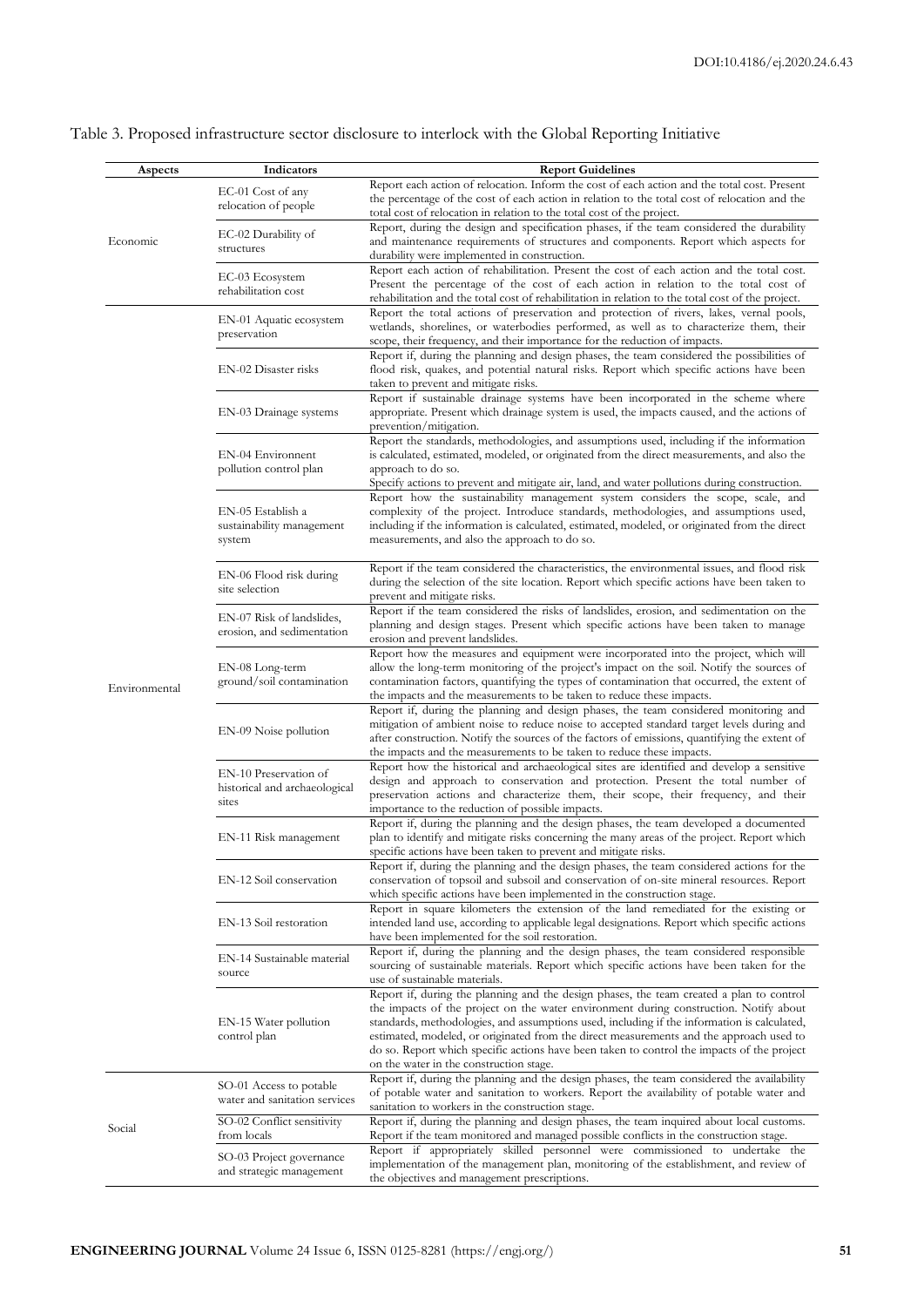Table 3. Proposed infrastructure sector disclosure to interlock with the Global Reporting Initiative

| Aspects | Indicators | Report Guidelines |
|---|---|---|
| Economic | EC-01 Cost of any relocation of people | Report each action of relocation. Inform the cost of each action and the total cost. Present the percentage of the cost of each action in relation to the total cost of relocation and the total cost of relocation in relation to the total cost of the project. |
| | EC-02 Durability of structures | Report, during the design and specification phases, if the team considered the durability and maintenance requirements of structures and components. Report which aspects for durability were implemented in construction. |
| | EC-03 Ecosystem rehabilitation cost | Report each action of rehabilitation. Present the cost of each action and the total cost. Present the percentage of the cost of each action in relation to the total cost of rehabilitation and the total cost of rehabilitation in relation to the total cost of the project. |
| Environmental | EN-01 Aquatic ecosystem preservation | Report the total actions of preservation and protection of rivers, lakes, vernal pools, wetlands, shorelines, or waterbodies performed, as well as to characterize them, their scope, their frequency, and their importance for the reduction of impacts. |
| | EN-02 Disaster risks | Report if, during the planning and design phases, the team considered the possibilities of flood risk, quakes, and potential natural risks. Report which specific actions have been taken to prevent and mitigate risks. |
| | EN-03 Drainage systems | Report if sustainable drainage systems have been incorporated in the scheme where appropriate. Present which drainage system is used, the impacts caused, and the actions of prevention/mitigation. |
| | EN-04 Environnent pollution control plan | Report the standards, methodologies, and assumptions used, including if the information is calculated, estimated, modeled, or originated from the direct measurements, and also the approach to do so. Specify actions to prevent and mitigate air, land, and water pollutions during construction. |
| | EN-05 Establish a sustainability management system | Report how the sustainability management system considers the scope, scale, and complexity of the project. Introduce standards, methodologies, and assumptions used, including if the information is calculated, estimated, modeled, or originated from the direct measurements, and also the approach to do so. |
| | EN-06 Flood risk during site selection | Report if the team considered the characteristics, the environmental issues, and flood risk during the selection of the site location. Report which specific actions have been taken to prevent and mitigate risks. |
| | EN-07 Risk of landslides, erosion, and sedimentation | Report if the team considered the risks of landslides, erosion, and sedimentation on the planning and design stages. Present which specific actions have been taken to manage erosion and prevent landslides. |
| | EN-08 Long-term ground/soil contamination | Report how the measures and equipment were incorporated into the project, which will allow the long-term monitoring of the project's impact on the soil. Notify the sources of contamination factors, quantifying the types of contamination that occurred, the extent of the impacts and the measurements to be taken to reduce these impacts. |
| | EN-09 Noise pollution | Report if, during the planning and design phases, the team considered monitoring and mitigation of ambient noise to reduce noise to accepted standard target levels during and after construction. Notify the sources of the factors of emissions, quantifying the extent of the impacts and the measurements to be taken to reduce these impacts. |
| | EN-10 Preservation of historical and archaeological sites | Report how the historical and archaeological sites are identified and develop a sensitive design and approach to conservation and protection. Present the total number of preservation actions and characterize them, their scope, their frequency, and their importance to the reduction of possible impacts. |
| | EN-11 Risk management | Report if, during the planning and the design phases, the team developed a documented plan to identify and mitigate risks concerning the many areas of the project. Report which specific actions have been taken to prevent and mitigate risks. |
| | EN-12 Soil conservation | Report if, during the planning and the design phases, the team considered actions for the conservation of topsoil and subsoil and conservation of on-site mineral resources. Report which specific actions have been implemented in the construction stage. |
| | EN-13 Soil restoration | Report in square kilometers the extension of the land remediated for the existing or intended land use, according to applicable legal designations. Report which specific actions have been implemented for the soil restoration. |
| | EN-14 Sustainable material source | Report if, during the planning and the design phases, the team considered responsible sourcing of sustainable materials. Report which specific actions have been taken for the use of sustainable materials. |
| | EN-15 Water pollution control plan | Report if, during the planning and the design phases, the team created a plan to control the impacts of the project on the water environment during construction. Notify about standards, methodologies, and assumptions used, including if the information is calculated, estimated, modeled, or originated from the direct measurements and the approach used to do so. Report which specific actions have been taken to control the impacts of the project on the water in the construction stage. |
| Social | SO-01 Access to potable water and sanitation services | Report if, during the planning and the design phases, the team considered the availability of potable water and sanitation to workers. Report the availability of potable water and sanitation to workers in the construction stage. |
| | SO-02 Conflict sensitivity from locals | Report if, during the planning and design phases, the team inquired about local customs. Report if the team monitored and managed possible conflicts in the construction stage. |
| | SO-03 Project governance and strategic management | Report if appropriately skilled personnel were commissioned to undertake the implementation of the management plan, monitoring of the establishment, and review of the objectives and management prescriptions. |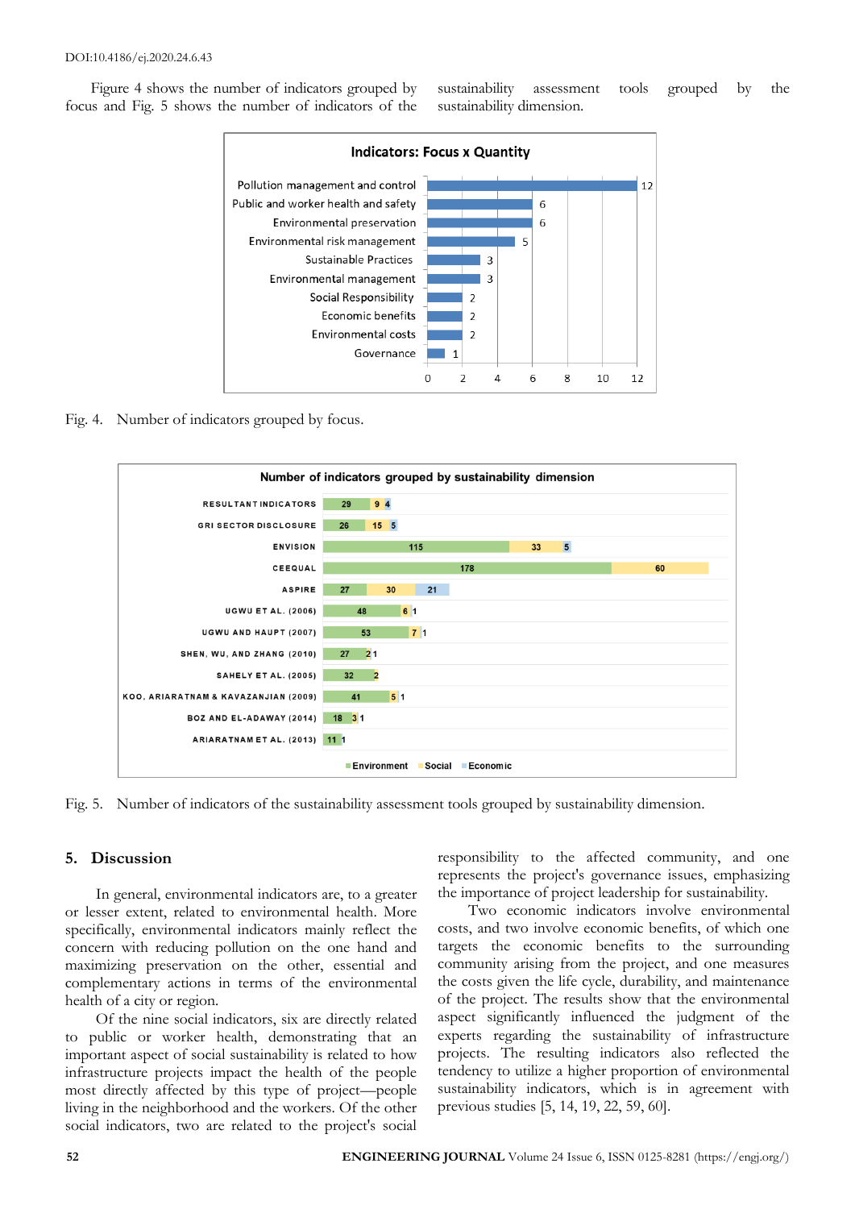Figure 4 shows the number of indicators grouped by focus and Fig. 5 shows the number of indicators of the sustainability assessment tools grouped by the sustainability dimension.

Fig. 4. Number of indicators grouped by focus.

Fig. 5. Number of indicators of the sustainability assessment tools grouped by sustainability dimension.

## 5. Discussion

In general, environmental indicators are, to a greater or lesser extent, related to environmental health. More specifically, environmental indicators mainly reflect the concern with reducing pollution on the one hand and maximizing preservation on the other, essential and complementary actions in terms of the environmental health of a city or region.

Of the nine social indicators, six are directly related to public or worker health, demonstrating that an important aspect of social sustainability is related to how infrastructure projects impact the health of the people most directly affected by this type of project—people living in the neighborhood and the workers. Of the other social indicators, two are related to the project's social responsibility to the affected community, and one represents the project's governance issues, emphasizing the importance of project leadership for sustainability.

Two economic indicators involve environmental costs, and two involve economic benefits, of which one targets the economic benefits to the surrounding community arising from the project, and one measures the costs given the life cycle, durability, and maintenance of the project. The results show that the environmental aspect significantly influenced the judgment of the experts regarding the sustainability of infrastructure projects. The resulting indicators also reflected the tendency to utilize a higher proportion of environmental sustainability indicators, which is in agreement with previous studies [5, 14, 19, 22, 59, 60].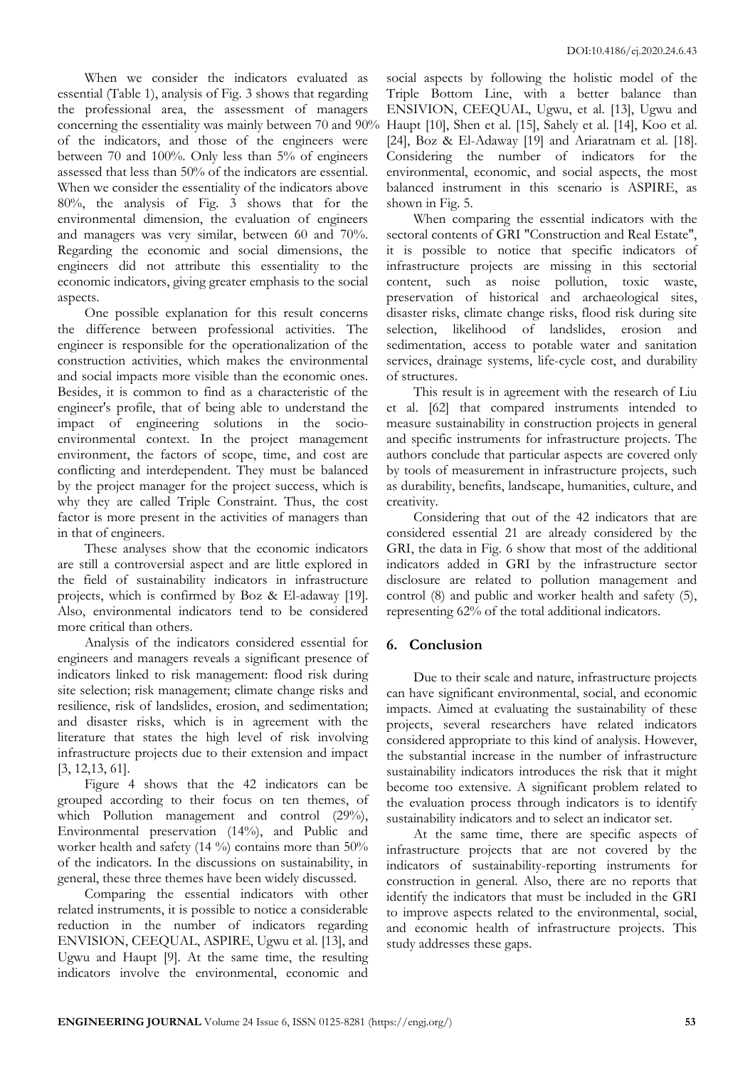When we consider the indicators evaluated as essential (Table 1), analysis of Fig. 3 shows that regarding the professional area, the assessment of managers concerning the essentiality was mainly between 70 and 90% of the indicators, and those of the engineers were between 70 and 100%. Only less than 5% of engineers assessed that less than 50% of the indicators are essential. When we consider the essentiality of the indicators above 80%, the analysis of Fig. 3 shows that for the environmental dimension, the evaluation of engineers and managers was very similar, between 60 and 70%. Regarding the economic and social dimensions, the engineers did not attribute this essentiality to the economic indicators, giving greater emphasis to the social aspects.

One possible explanation for this result concerns the difference between professional activities. The engineer is responsible for the operationalization of the construction activities, which makes the environmental and social impacts more visible than the economic ones. Besides, it is common to find as a characteristic of the engineer's profile, that of being able to understand the impact of engineering solutions in the socio-environmental context. In the project management environment, the factors of scope, time, and cost are conflicting and interdependent. They must be balanced by the project manager for the project success, which is why they are called Triple Constraint. Thus, the cost factor is more present in the activities of managers than in that of engineers.

These analyses show that the economic indicators are still a controversial aspect and are little explored in the field of sustainability indicators in infrastructure projects, which is confirmed by Boz & El-adaway [19]. Also, environmental indicators tend to be considered more critical than others.

Analysis of the indicators considered essential for engineers and managers reveals a significant presence of indicators linked to risk management: flood risk during site selection; risk management; climate change risks and resilience, risk of landslides, erosion, and sedimentation; and disaster risks, which is in agreement with the literature that states the high level of risk involving infrastructure projects due to their extension and impact [3, 12,13, 61].

Figure 4 shows that the 42 indicators can be grouped according to their focus on ten themes, of which Pollution management and control (29%), Environmental preservation (14%), and Public and worker health and safety (14 %) contains more than 50% of the indicators. In the discussions on sustainability, in general, these three themes have been widely discussed.

Comparing the essential indicators with other related instruments, it is possible to notice a considerable reduction in the number of indicators regarding ENVISION, CEEQUAL, ASPIRE, Ugwu et al. [13], and Ugwu and Haupt [9]. At the same time, the resulting indicators involve the environmental, economic and social aspects by following the holistic model of the Triple Bottom Line, with a better balance than ENSIVION, CEEQUAL, Ugwu, et al. [13], Ugwu and Haupt [10], Shen et al. [15], Sahely et al. [14], Koo et al. [24], Boz & El-Adaway [19] and Ariaratnam et al. [18]. Considering the number of indicators for the environmental, economic, and social aspects, the most balanced instrument in this scenario is ASPIRE, as shown in Fig. 5.

When comparing the essential indicators with the sectoral contents of GRI "Construction and Real Estate", it is possible to notice that specific indicators of infrastructure projects are missing in this sectorial content, such as noise pollution, toxic waste, preservation of historical and archaeological sites, disaster risks, climate change risks, flood risk during site selection, likelihood of landslides, erosion and sedimentation, access to potable water and sanitation services, drainage systems, life-cycle cost, and durability of structures.

This result is in agreement with the research of Liu et al. [62] that compared instruments intended to measure sustainability in construction projects in general and specific instruments for infrastructure projects. The authors conclude that particular aspects are covered only by tools of measurement in infrastructure projects, such as durability, benefits, landscape, humanities, culture, and creativity.

Considering that out of the 42 indicators that are considered essential 21 are already considered by the GRI, the data in Fig. 6 show that most of the additional indicators added in GRI by the infrastructure sector disclosure are related to pollution management and control (8) and public and worker health and safety (5), representing 62% of the total additional indicators.

## 6. Conclusion

Due to their scale and nature, infrastructure projects can have significant environmental, social, and economic impacts. Aimed at evaluating the sustainability of these projects, several researchers have related indicators considered appropriate to this kind of analysis. However, the substantial increase in the number of infrastructure sustainability indicators introduces the risk that it might become too extensive. A significant problem related to the evaluation process through indicators is to identify sustainability indicators and to select an indicator set.

At the same time, there are specific aspects of infrastructure projects that are not covered by the indicators of sustainability-reporting instruments for construction in general. Also, there are no reports that identify the indicators that must be included in the GRI to improve aspects related to the environmental, social, and economic health of infrastructure projects. This study addresses these gaps.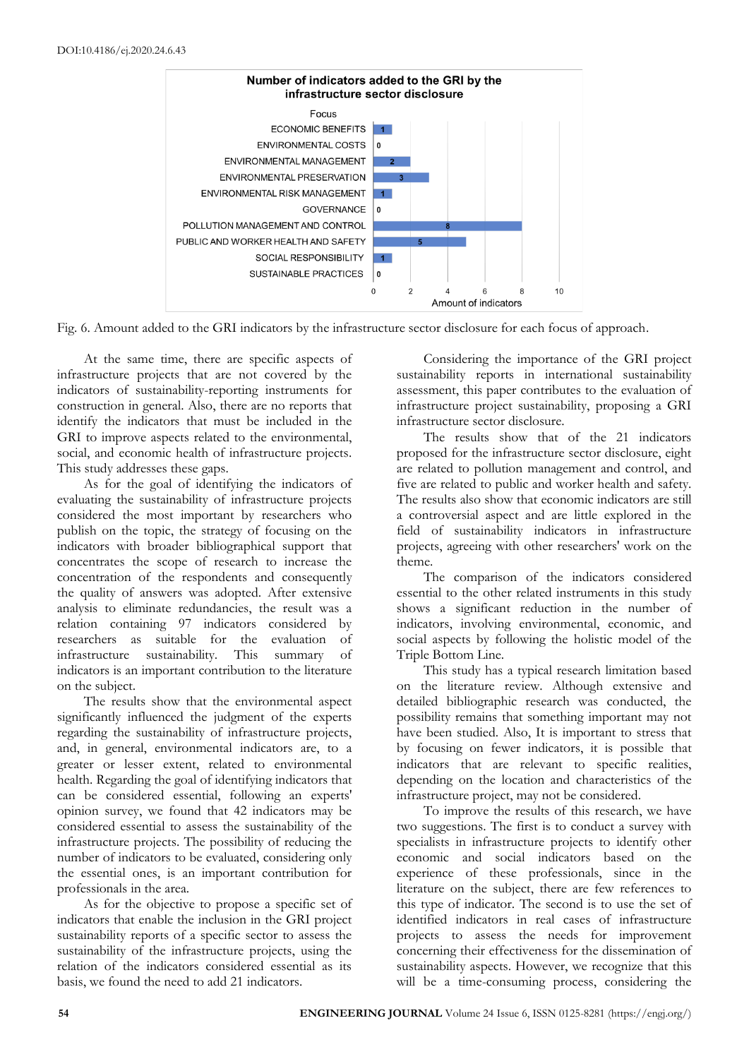Fig. 6. Amount added to the GRI indicators by the infrastructure sector disclosure for each focus of approach.

At the same time, there are specific aspects of infrastructure projects that are not covered by the indicators of sustainability-reporting instruments for construction in general. Also, there are no reports that identify the indicators that must be included in the GRI to improve aspects related to the environmental, social, and economic health of infrastructure projects. This study addresses these gaps.

As for the goal of identifying the indicators of evaluating the sustainability of infrastructure projects considered the most important by researchers who publish on the topic, the strategy of focusing on the indicators with broader bibliographical support that concentrates the scope of research to increase the concentration of the respondents and consequently the quality of answers was adopted. After extensive analysis to eliminate redundancies, the result was a relation containing 97 indicators considered by researchers as suitable for the evaluation of infrastructure sustainability. This summary of indicators is an important contribution to the literature on the subject.

The results show that the environmental aspect significantly influenced the judgment of the experts regarding the sustainability of infrastructure projects, and, in general, environmental indicators are, to a greater or lesser extent, related to environmental health. Regarding the goal of identifying indicators that can be considered essential, following an experts' opinion survey, we found that 42 indicators may be considered essential to assess the sustainability of the infrastructure projects. The possibility of reducing the number of indicators to be evaluated, considering only the essential ones, is an important contribution for professionals in the area.

As for the objective to propose a specific set of indicators that enable the inclusion in the GRI project sustainability reports of a specific sector to assess the sustainability of the infrastructure projects, using the relation of the indicators considered essential as its basis, we found the need to add 21 indicators.

Considering the importance of the GRI project sustainability reports in international sustainability assessment, this paper contributes to the evaluation of infrastructure project sustainability, proposing a GRI infrastructure sector disclosure.

The results show that of the 21 indicators proposed for the infrastructure sector disclosure, eight are related to pollution management and control, and five are related to public and worker health and safety. The results also show that economic indicators are still a controversial aspect and are little explored in the field of sustainability indicators in infrastructure projects, agreeing with other researchers' work on the theme.

The comparison of the indicators considered essential to the other related instruments in this study shows a significant reduction in the number of indicators, involving environmental, economic, and social aspects by following the holistic model of the Triple Bottom Line.

This study has a typical research limitation based on the literature review. Although extensive and detailed bibliographic research was conducted, the possibility remains that something important may not have been studied. Also, It is important to stress that by focusing on fewer indicators, it is possible that indicators that are relevant to specific realities, depending on the location and characteristics of the infrastructure project, may not be considered.

To improve the results of this research, we have two suggestions. The first is to conduct a survey with specialists in infrastructure projects to identify other economic and social indicators based on the experience of these professionals, since in the literature on the subject, there are few references to this type of indicator. The second is to use the set of identified indicators in real cases of infrastructure projects to assess the needs for improvement concerning their effectiveness for the dissemination of sustainability aspects. However, we recognize that this will be a time-consuming process, considering the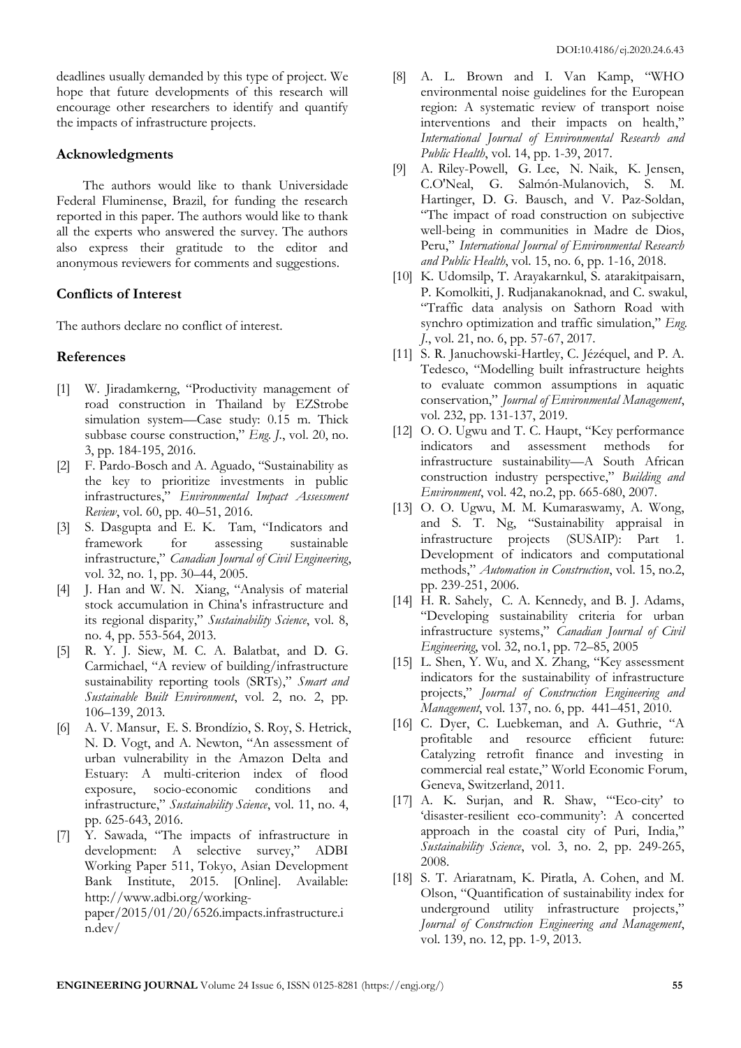deadlines usually demanded by this type of project. We hope that future developments of this research will encourage other researchers to identify and quantify the impacts of infrastructure projects.

## Acknowledgments

The authors would like to thank Universidade Federal Fluminense, Brazil, for funding the research reported in this paper. The authors would like to thank all the experts who answered the survey. The authors also express their gratitude to the editor and anonymous reviewers for comments and suggestions.

## Conflicts of Interest

The authors declare no conflict of interest.

## References

[1] W. Jiradamkerng, "Productivity management of road construction in Thailand by EZStrobe simulation system—Case study: 0.15 m. Thick subbase course construction," *Eng. J.*, vol. 20, no. 3, pp. 184-195, 2016.

[2] F. Pardo-Bosch and A. Aguado, "Sustainability as the key to prioritize investments in public infrastructures," *Environmental Impact Assessment Review*, vol. 60, pp. 40–51, 2016.

[3] S. Dasgupta and E. K. Tam, "Indicators and framework for assessing sustainable infrastructure," *Canadian Journal of Civil Engineering*, vol. 32, no. 1, pp. 30–44, 2005.

[4] J. Han and W. N. Xiang, "Analysis of material stock accumulation in China's infrastructure and its regional disparity," *Sustainability Science*, vol. 8, no. 4, pp. 553-564, 2013.

[5] R. Y. J. Siew, M. C. A. Balatbat, and D. G. Carmichael, "A review of building/infrastructure sustainability reporting tools (SRTs)," *Smart and Sustainable Built Environment*, vol. 2, no. 2, pp. 106–139, 2013.

[6] A. V. Mansur, E. S. Brondízio, S. Roy, S. Hetrick, N. D. Vogt, and A. Newton, "An assessment of urban vulnerability in the Amazon Delta and Estuary: A multi-criterion index of flood exposure, socio-economic conditions and infrastructure," *Sustainability Science*, vol. 11, no. 4, pp. 625-643, 2016.

[7] Y. Sawada, "The impacts of infrastructure in development: A selective survey," ADBI Working Paper 511, Tokyo, Asian Development Bank Institute, 2015. [Online]. Available: http://www.adbi.org/working-paper/2015/01/20/6526.impacts.infrastructure.in.dev/

[8] A. L. Brown and I. Van Kamp, "WHO environmental noise guidelines for the European region: A systematic review of transport noise interventions and their impacts on health," *International Journal of Environmental Research and Public Health*, vol. 14, pp. 1-39, 2017.

[9] A. Riley-Powell, G. Lee, N. Naik, K. Jensen, C.O'Neal, G. Salmón-Mulanovich, S. M. Hartinger, D. G. Bausch, and V. Paz-Soldan, "The impact of road construction on subjective well-being in communities in Madre de Dios, Peru," *International Journal of Environmental Research and Public Health*, vol. 15, no. 6, pp. 1-16, 2018.

[10] K. Udomsilp, T. Arayakarnkul, S. atarakitpaisarn, P. Komolkiti, J. Rudjanakanoknad, and C. swakul, "Traffic data analysis on Sathorn Road with synchro optimization and traffic simulation," *Eng. J.*, vol. 21, no. 6, pp. 57-67, 2017.

[11] S. R. Januchowski-Hartley, C. Jézéquel, and P. A. Tedesco, "Modelling built infrastructure heights to evaluate common assumptions in aquatic conservation," *Journal of Environmental Management*, vol. 232, pp. 131-137, 2019.

[12] O. O. Ugwu and T. C. Haupt, "Key performance indicators and assessment methods for infrastructure sustainability—A South African construction industry perspective," *Building and Environment*, vol. 42, no.2, pp. 665-680, 2007.

[13] O. O. Ugwu, M. M. Kumaraswamy, A. Wong, and S. T. Ng, "Sustainability appraisal in infrastructure projects (SUSAIP): Part 1. Development of indicators and computational methods," *Automation in Construction*, vol. 15, no.2, pp. 239-251, 2006.

[14] H. R. Sahely, C. A. Kennedy, and B. J. Adams, "Developing sustainability criteria for urban infrastructure systems," *Canadian Journal of Civil Engineering*, vol. 32, no.1, pp. 72–85, 2005

[15] L. Shen, Y. Wu, and X. Zhang, "Key assessment indicators for the sustainability of infrastructure projects," *Journal of Construction Engineering and Management*, vol. 137, no. 6, pp. 441–451, 2010.

[16] C. Dyer, C. Luebkeman, and A. Guthrie, "A profitable and resource efficient future: Catalyzing retrofit finance and investing in commercial real estate," World Economic Forum, Geneva, Switzerland, 2011.

[17] A. K. Surjan, and R. Shaw, "'Eco-city' to 'disaster-resilient eco-community': A concerted approach in the coastal city of Puri, India," *Sustainability Science*, vol. 3, no. 2, pp. 249-265, 2008.

[18] S. T. Ariaratnam, K. Piratla, A. Cohen, and M. Olson, "Quantification of sustainability index for underground utility infrastructure projects," *Journal of Construction Engineering and Management*, vol. 139, no. 12, pp. 1-9, 2013.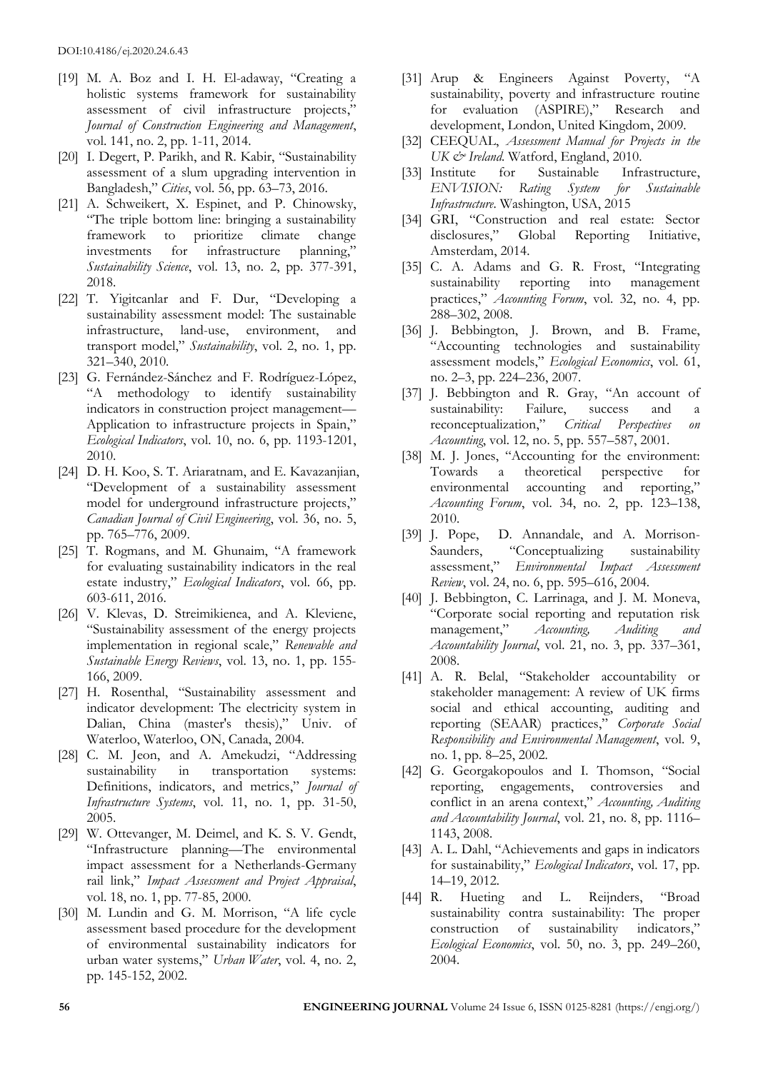- [19] M. A. Boz and I. H. El-adaway, "Creating a holistic systems framework for sustainability assessment of civil infrastructure projects," *Journal of Construction Engineering and Management*, vol. 141, no. 2, pp. 1-11, 2014.
- [20] I. Degert, P. Parikh, and R. Kabir, "Sustainability assessment of a slum upgrading intervention in Bangladesh," *Cities*, vol. 56, pp. 63–73, 2016.
- [21] A. Schweikert, X. Espinet, and P. Chinowsky, "The triple bottom line: bringing a sustainability framework to prioritize climate change investments for infrastructure planning," *Sustainability Science*, vol. 13, no. 2, pp. 377-391, 2018.
- [22] T. Yigitcanlar and F. Dur, "Developing a sustainability assessment model: The sustainable infrastructure, land-use, environment, and transport model," *Sustainability*, vol. 2, no. 1, pp. 321–340, 2010.
- [23] G. Fernández-Sánchez and F. Rodríguez-López, "A methodology to identify sustainability indicators in construction project management—Application to infrastructure projects in Spain," *Ecological Indicators*, vol. 10, no. 6, pp. 1193-1201, 2010.
- [24] D. H. Koo, S. T. Ariaratnam, and E. Kavazanjian, "Development of a sustainability assessment model for underground infrastructure projects," *Canadian Journal of Civil Engineering*, vol. 36, no. 5, pp. 765–776, 2009.
- [25] T. Rogmans, and M. Ghunaim, "A framework for evaluating sustainability indicators in the real estate industry," *Ecological Indicators*, vol. 66, pp. 603-611, 2016.
- [26] V. Klevas, D. Streimikienea, and A. Kleviene, "Sustainability assessment of the energy projects implementation in regional scale," *Renewable and Sustainable Energy Reviews*, vol. 13, no. 1, pp. 155-166, 2009.
- [27] H. Rosenthal, "Sustainability assessment and indicator development: The electricity system in Dalian, China (master's thesis)," Univ. of Waterloo, Waterloo, ON, Canada, 2004.
- [28] C. M. Jeon, and A. Amekudzi, "Addressing sustainability in transportation systems: Definitions, indicators, and metrics," *Journal of Infrastructure Systems*, vol. 11, no. 1, pp. 31-50, 2005.
- [29] W. Ottevanger, M. Deimel, and K. S. V. Gendt, "Infrastructure planning—The environmental impact assessment for a Netherlands-Germany rail link," *Impact Assessment and Project Appraisal*, vol. 18, no. 1, pp. 77-85, 2000.
- [30] M. Lundin and G. M. Morrison, "A life cycle assessment based procedure for the development of environmental sustainability indicators for urban water systems," *Urban Water*, vol. 4, no. 2, pp. 145-152, 2002.
- [31] Arup & Engineers Against Poverty, "A sustainability, poverty and infrastructure routine for evaluation (ASPIRE)," Research and development, London, United Kingdom, 2009.
- [32] CEEQUAL, *Assessment Manual for Projects in the UK & Ireland*. Watford, England, 2010.
- [33] Institute for Sustainable Infrastructure, *ENVISION: Rating System for Sustainable Infrastructure*. Washington, USA, 2015
- [34] GRI, "Construction and real estate: Sector disclosures," Global Reporting Initiative, Amsterdam, 2014.
- [35] C. A. Adams and G. R. Frost, "Integrating sustainability reporting into management practices," *Accounting Forum*, vol. 32, no. 4, pp. 288–302, 2008.
- [36] J. Bebbington, J. Brown, and B. Frame, "Accounting technologies and sustainability assessment models," *Ecological Economics*, vol. 61, no. 2–3, pp. 224–236, 2007.
- [37] J. Bebbington and R. Gray, "An account of sustainability: Failure, success and a reconceptualization," *Critical Perspectives on Accounting*, vol. 12, no. 5, pp. 557–587, 2001.
- [38] M. J. Jones, "Accounting for the environment: Towards a theoretical perspective for environmental accounting and reporting," *Accounting Forum*, vol. 34, no. 2, pp. 123–138, 2010.
- [39] J. Pope, D. Annandale, and A. Morrison-Saunders, "Conceptualizing sustainability assessment," *Environmental Impact Assessment Review*, vol. 24, no. 6, pp. 595–616, 2004.
- [40] J. Bebbington, C. Larrinaga, and J. M. Moneva, "Corporate social reporting and reputation risk management," *Accounting, Auditing and Accountability Journal*, vol. 21, no. 3, pp. 337–361, 2008.
- [41] A. R. Belal, "Stakeholder accountability or stakeholder management: A review of UK firms social and ethical accounting, auditing and reporting (SEAAR) practices," *Corporate Social Responsibility and Environmental Management*, vol. 9, no. 1, pp. 8–25, 2002.
- [42] G. Georgakopoulos and I. Thomson, "Social reporting, engagements, controversies and conflict in an arena context," *Accounting, Auditing and Accountability Journal*, vol. 21, no. 8, pp. 1116–1143, 2008.
- [43] A. L. Dahl, "Achievements and gaps in indicators for sustainability," *Ecological Indicators*, vol. 17, pp. 14–19, 2012.
- [44] R. Hueting and L. Reijnders, "Broad sustainability contra sustainability: The proper construction of sustainability indicators," *Ecological Economics*, vol. 50, no. 3, pp. 249–260, 2004.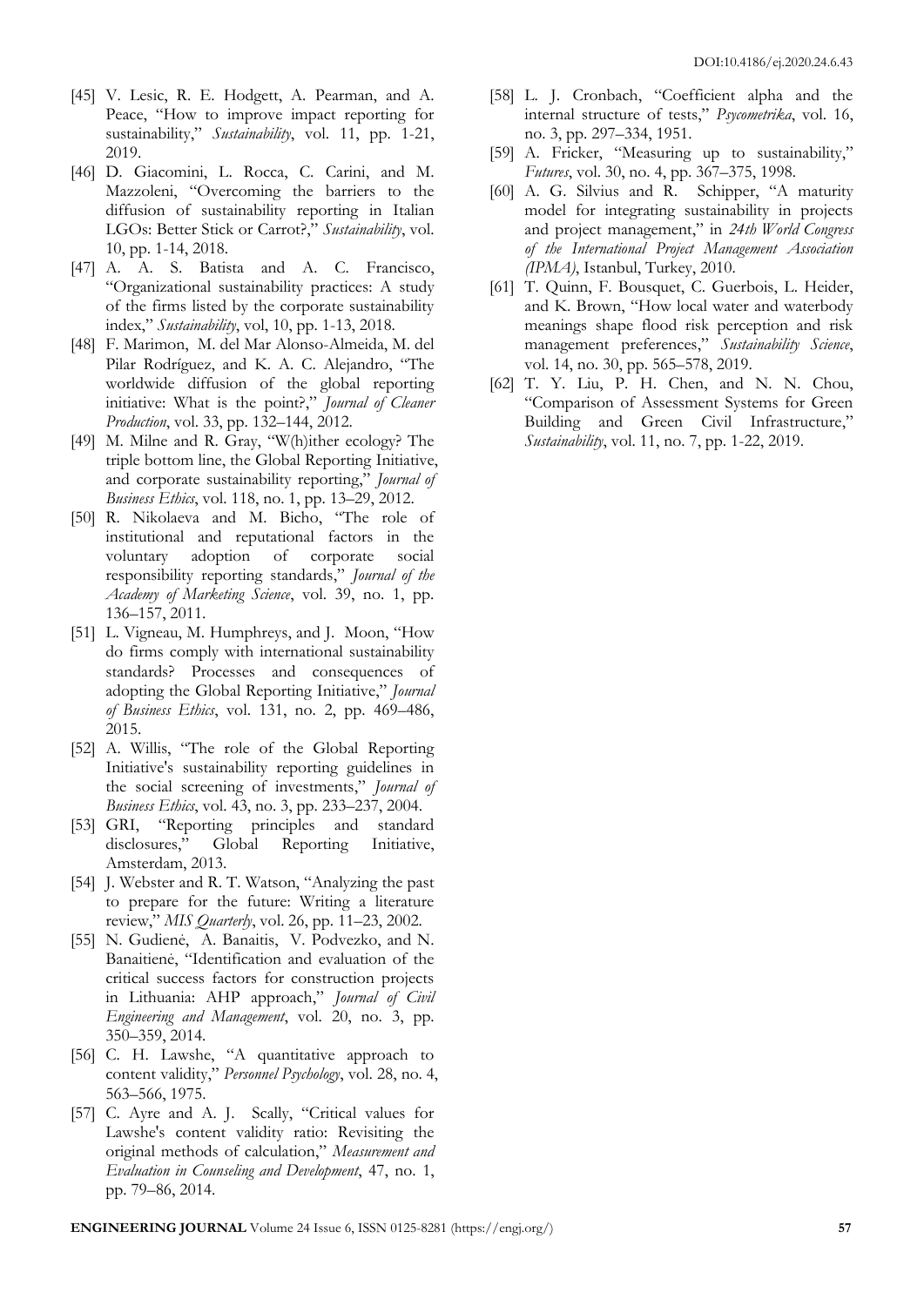[45] V. Lesic, R. E. Hodgett, A. Pearman, and A. Peace, "How to improve impact reporting for sustainability," *Sustainability*, vol. 11, pp. 1-21, 2019.

[46] D. Giacomini, L. Rocca, C. Carini, and M. Mazzoleni, "Overcoming the barriers to the diffusion of sustainability reporting in Italian LGOs: Better Stick or Carrot?," *Sustainability*, vol. 10, pp. 1-14, 2018.

[47] A. A. S. Batista and A. C. Francisco, "Organizational sustainability practices: A study of the firms listed by the corporate sustainability index," *Sustainability*, vol, 10, pp. 1-13, 2018.

[48] F. Marimon, M. del Mar Alonso-Almeida, M. del Pilar Rodríguez, and K. A. C. Alejandro, "The worldwide diffusion of the global reporting initiative: What is the point?," *Journal of Cleaner Production*, vol. 33, pp. 132–144, 2012.

[49] M. Milne and R. Gray, "W(h)ither ecology? The triple bottom line, the Global Reporting Initiative, and corporate sustainability reporting," *Journal of Business Ethics*, vol. 118, no. 1, pp. 13–29, 2012.

[50] R. Nikolaeva and M. Bicho, "The role of institutional and reputational factors in the voluntary adoption of corporate social responsibility reporting standards," *Journal of the Academy of Marketing Science*, vol. 39, no. 1, pp. 136–157, 2011.

[51] L. Vigneau, M. Humphreys, and J. Moon, "How do firms comply with international sustainability standards? Processes and consequences of adopting the Global Reporting Initiative," *Journal of Business Ethics*, vol. 131, no. 2, pp. 469–486, 2015.

[52] A. Willis, "The role of the Global Reporting Initiative's sustainability reporting guidelines in the social screening of investments," *Journal of Business Ethics*, vol. 43, no. 3, pp. 233–237, 2004.

[53] GRI, "Reporting principles and standard disclosures," Global Reporting Initiative, Amsterdam, 2013.

[54] J. Webster and R. T. Watson, "Analyzing the past to prepare for the future: Writing a literature review," *MIS Quarterly*, vol. 26, pp. 11–23, 2002.

[55] N. Gudienė, A. Banaitis, V. Podvezko, and N. Banaitienė, "Identification and evaluation of the critical success factors for construction projects in Lithuania: AHP approach," *Journal of Civil Engineering and Management*, vol. 20, no. 3, pp. 350–359, 2014.

[56] C. H. Lawshe, "A quantitative approach to content validity," *Personnel Psychology*, vol. 28, no. 4, 563–566, 1975.

[57] C. Ayre and A. J. Scally, "Critical values for Lawshe's content validity ratio: Revisiting the original methods of calculation," *Measurement and Evaluation in Counseling and Development*, 47, no. 1, pp. 79–86, 2014.

[58] L. J. Cronbach, "Coefficient alpha and the internal structure of tests," *Psycometrika*, vol. 16, no. 3, pp. 297–334, 1951.

[59] A. Fricker, "Measuring up to sustainability," *Futures*, vol. 30, no. 4, pp. 367–375, 1998.

[60] A. G. Silvius and R. Schipper, "A maturity model for integrating sustainability in projects and project management," in *24th World Congress of the International Project Management Association (IPMA)*, Istanbul, Turkey, 2010.

[61] T. Quinn, F. Bousquet, C. Guerbois, L. Heider, and K. Brown, "How local water and waterbody meanings shape flood risk perception and risk management preferences," *Sustainability Science*, vol. 14, no. 30, pp. 565–578, 2019.

[62] T. Y. Liu, P. H. Chen, and N. N. Chou, "Comparison of Assessment Systems for Green Building and Green Civil Infrastructure," *Sustainability*, vol. 11, no. 7, pp. 1-22, 2019.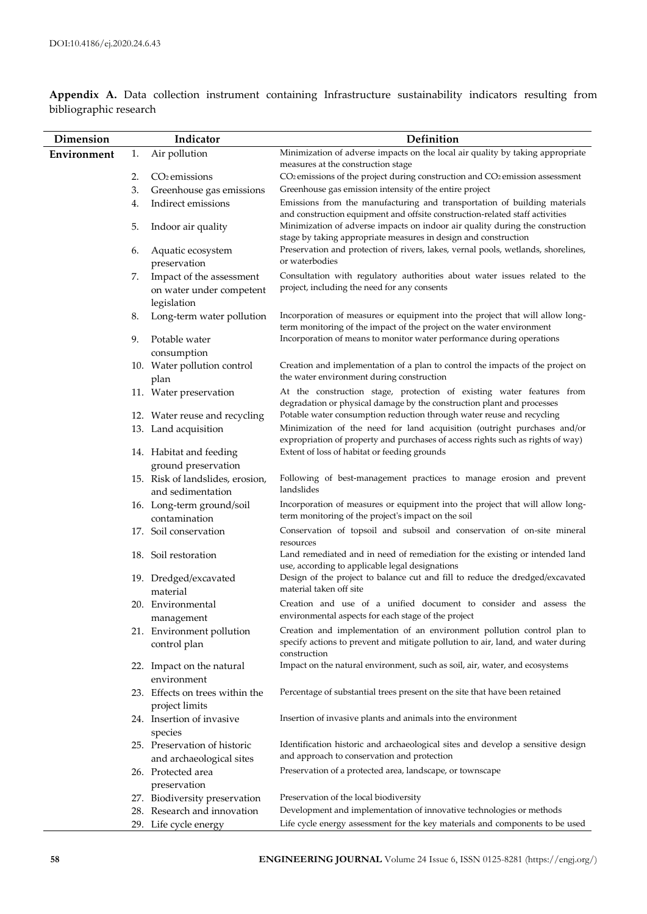DOI:10.4186/ej.2020.24.6.43

**Appendix A.** Data collection instrument containing Infrastructure sustainability indicators resulting from bibliographic research

| Dimension | Indicator | Definition |
|---|---|---|
| **Environment** | 1. Air pollution | Minimization of adverse impacts on the local air quality by taking appropriate measures at the construction stage |
| | 2. $CO_2$ emissions | $CO_2$ emissions of the project during construction and $CO_2$ emission assessment |
| | 3. Greenhouse gas emissions | Greenhouse gas emission intensity of the entire project |
| | 4. Indirect emissions | Emissions from the manufacturing and transportation of building materials and construction equipment and offsite construction-related staff activities |
| | 5. Indoor air quality | Minimization of adverse impacts on indoor air quality during the construction stage by taking appropriate measures in design and construction |
| | 6. Aquatic ecosystem preservation | Preservation and protection of rivers, lakes, vernal pools, wetlands, shorelines, or waterbodies |
| | 7. Impact of the assessment on water under competent legislation | Consultation with regulatory authorities about water issues related to the project, including the need for any consents |
| | 8. Long-term water pollution | Incorporation of measures or equipment into the project that will allow long-term monitoring of the impact of the project on the water environment |
| | 9. Potable water consumption | Incorporation of means to monitor water performance during operations |
| | 10. Water pollution control plan | Creation and implementation of a plan to control the impacts of the project on the water environment during construction |
| | 11. Water preservation | At the construction stage, protection of existing water features from degradation or physical damage by the construction plant and processes |
| | 12. Water reuse and recycling | Potable water consumption reduction through water reuse and recycling |
| | 13. Land acquisition | Minimization of the need for land acquisition (outright purchases and/or expropriation of property and purchases of access rights such as rights of way) |
| | 14. Habitat and feeding ground preservation | Extent of loss of habitat or feeding grounds |
| | 15. Risk of landslides, erosion, and sedimentation | Following of best-management practices to manage erosion and prevent landslides |
| | 16. Long-term ground/soil contamination | Incorporation of measures or equipment into the project that will allow long-term monitoring of the project's impact on the soil |
| | 17. Soil conservation | Conservation of topsoil and subsoil and conservation of on-site mineral resources |
| | 18. Soil restoration | Land remediated and in need of remediation for the existing or intended land use, according to applicable legal designations |
| | 19. Dredged/excavated material | Design of the project to balance cut and fill to reduce the dredged/excavated material taken off site |
| | 20. Environmental management | Creation and use of a unified document to consider and assess the environmental aspects for each stage of the project |
| | 21. Environment pollution control plan | Creation and implementation of an environment pollution control plan to specify actions to prevent and mitigate pollution to air, land, and water during construction |
| | 22. Impact on the natural environment | Impact on the natural environment, such as soil, air, water, and ecosystems |
| | 23. Effects on trees within the project limits | Percentage of substantial trees present on the site that have been retained |
| | 24. Insertion of invasive species | Insertion of invasive plants and animals into the environment |
| | 25. Preservation of historic and archaeological sites | Identification historic and archaeological sites and develop a sensitive design and approach to conservation and protection |
| | 26. Protected area preservation | Preservation of a protected area, landscape, or townscape |
| | 27. Biodiversity preservation | Preservation of the local biodiversity |
| | 28. Research and innovation | Development and implementation of innovative technologies or methods |
| | 29. Life cycle energy | Life cycle energy assessment for the key materials and components to be used |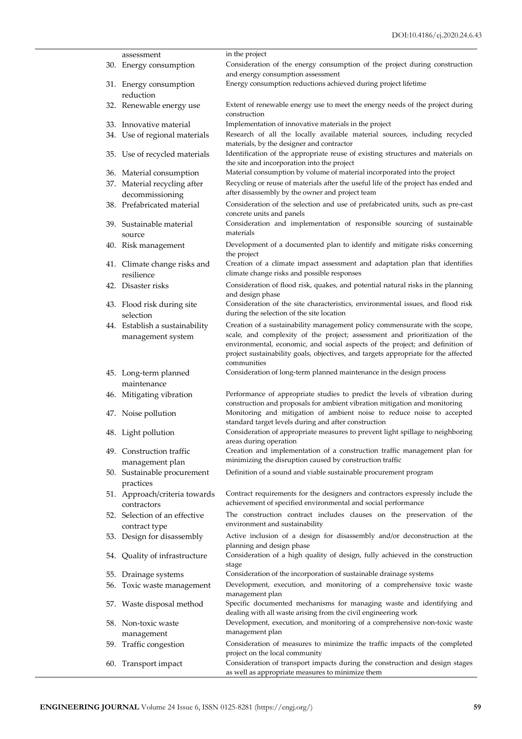| | |
|---|---|
| assessment | in the project |
| 30. Energy consumption | Consideration of the energy consumption of the project during construction and energy consumption assessment |
| 31. Energy consumption reduction | Energy consumption reductions achieved during project lifetime |
| 32. Renewable energy use | Extent of renewable energy use to meet the energy needs of the project during construction |
| 33. Innovative material | Implementation of innovative materials in the project |
| 34. Use of regional materials | Research of all the locally available material sources, including recycled materials, by the designer and contractor |
| 35. Use of recycled materials | Identification of the appropriate reuse of existing structures and materials on the site and incorporation into the project |
| 36. Material consumption | Material consumption by volume of material incorporated into the project |
| 37. Material recycling after decommissioning | Recycling or reuse of materials after the useful life of the project has ended and after disassembly by the owner and project team |
| 38. Prefabricated material | Consideration of the selection and use of prefabricated units, such as pre-cast concrete units and panels |
| 39. Sustainable material source | Consideration and implementation of responsible sourcing of sustainable materials |
| 40. Risk management | Development of a documented plan to identify and mitigate risks concerning the project |
| 41. Climate change risks and resilience | Creation of a climate impact assessment and adaptation plan that identifies climate change risks and possible responses |
| 42. Disaster risks | Consideration of flood risk, quakes, and potential natural risks in the planning and design phase |
| 43. Flood risk during site selection | Consideration of the site characteristics, environmental issues, and flood risk during the selection of the site location |
| 44. Establish a sustainability management system | Creation of a sustainability management policy commensurate with the scope, scale, and complexity of the project; assessment and prioritization of the environmental, economic, and social aspects of the project; and definition of project sustainability goals, objectives, and targets appropriate for the affected communities |
| 45. Long-term planned maintenance | Consideration of long-term planned maintenance in the design process |
| 46. Mitigating vibration | Performance of appropriate studies to predict the levels of vibration during construction and proposals for ambient vibration mitigation and monitoring |
| 47. Noise pollution | Monitoring and mitigation of ambient noise to reduce noise to accepted standard target levels during and after construction |
| 48. Light pollution | Consideration of appropriate measures to prevent light spillage to neighboring areas during operation |
| 49. Construction traffic management plan | Creation and implementation of a construction traffic management plan for minimizing the disruption caused by construction traffic |
| 50. Sustainable procurement practices | Definition of a sound and viable sustainable procurement program |
| 51. Approach/criteria towards contractors | Contract requirements for the designers and contractors expressly include the achievement of specified environmental and social performance |
| 52. Selection of an effective contract type | The construction contract includes clauses on the preservation of the environment and sustainability |
| 53. Design for disassembly | Active inclusion of a design for disassembly and/or deconstruction at the planning and design phase |
| 54. Quality of infrastructure | Consideration of a high quality of design, fully achieved in the construction stage |
| 55. Drainage systems | Consideration of the incorporation of sustainable drainage systems |
| 56. Toxic waste management | Development, execution, and monitoring of a comprehensive toxic waste management plan |
| 57. Waste disposal method | Specific documented mechanisms for managing waste and identifying and dealing with all waste arising from the civil engineering work |
| 58. Non-toxic waste management | Development, execution, and monitoring of a comprehensive non-toxic waste management plan |
| 59. Traffic congestion | Consideration of measures to minimize the traffic impacts of the completed project on the local community |
| 60. Transport impact | Consideration of transport impacts during the construction and design stages as well as appropriate measures to minimize them |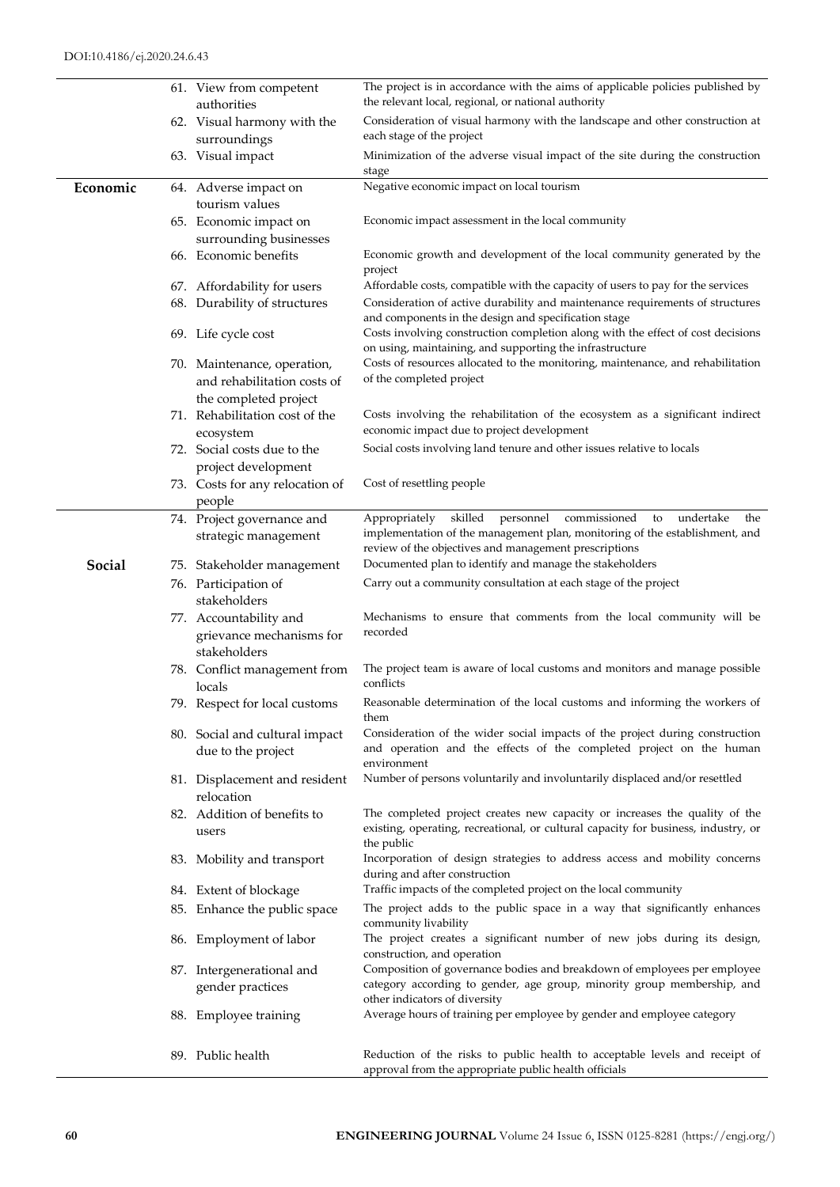| | | |
|---|---|---|
| | 61. View from competent authorities | The project is in accordance with the aims of applicable policies published by the relevant local, regional, or national authority |
| | 62. Visual harmony with the surroundings | Consideration of visual harmony with the landscape and other construction at each stage of the project |
| | 63. Visual impact | Minimization of the adverse visual impact of the site during the construction stage |
| **Economic** | 64. Adverse impact on tourism values | Negative economic impact on local tourism |
| | 65. Economic impact on surrounding businesses | Economic impact assessment in the local community |
| | 66. Economic benefits | Economic growth and development of the local community generated by the project |
| | 67. Affordability for users | Affordable costs, compatible with the capacity of users to pay for the services |
| | 68. Durability of structures | Consideration of active durability and maintenance requirements of structures and components in the design and specification stage |
| | 69. Life cycle cost | Costs involving construction completion along with the effect of cost decisions on using, maintaining, and supporting the infrastructure |
| | 70. Maintenance, operation, and rehabilitation costs of the completed project | Costs of resources allocated to the monitoring, maintenance, and rehabilitation of the completed project |
| | 71. Rehabilitation cost of the ecosystem | Costs involving the rehabilitation of the ecosystem as a significant indirect economic impact due to project development |
| | 72. Social costs due to the project development | Social costs involving land tenure and other issues relative to locals |
| | 73. Costs for any relocation of people | Cost of resettling people |
| **Social** | 74. Project governance and strategic management | Appropriately skilled personnel commissioned to undertake the implementation of the management plan, monitoring of the establishment, and review of the objectives and management prescriptions |
| | 75. Stakeholder management | Documented plan to identify and manage the stakeholders |
| | 76. Participation of stakeholders | Carry out a community consultation at each stage of the project |
| | 77. Accountability and grievance mechanisms for stakeholders | Mechanisms to ensure that comments from the local community will be recorded |
| | 78. Conflict management from locals | The project team is aware of local customs and monitors and manage possible conflicts |
| | 79. Respect for local customs | Reasonable determination of the local customs and informing the workers of them |
| | 80. Social and cultural impact due to the project | Consideration of the wider social impacts of the project during construction and operation and the effects of the completed project on the human environment |
| | 81. Displacement and resident relocation | Number of persons voluntarily and involuntarily displaced and/or resettled |
| | 82. Addition of benefits to users | The completed project creates new capacity or increases the quality of the existing, operating, recreational, or cultural capacity for business, industry, or the public |
| | 83. Mobility and transport | Incorporation of design strategies to address access and mobility concerns during and after construction |
| | 84. Extent of blockage | Traffic impacts of the completed project on the local community |
| | 85. Enhance the public space | The project adds to the public space in a way that significantly enhances community livability |
| | 86. Employment of labor | The project creates a significant number of new jobs during its design, construction, and operation |
| | 87. Intergenerational and gender practices | Composition of governance bodies and breakdown of employees per employee category according to gender, age group, minority group membership, and other indicators of diversity |
| | 88. Employee training | Average hours of training per employee by gender and employee category |
| | 89. Public health | Reduction of the risks to public health to acceptable levels and receipt of approval from the appropriate public health officials |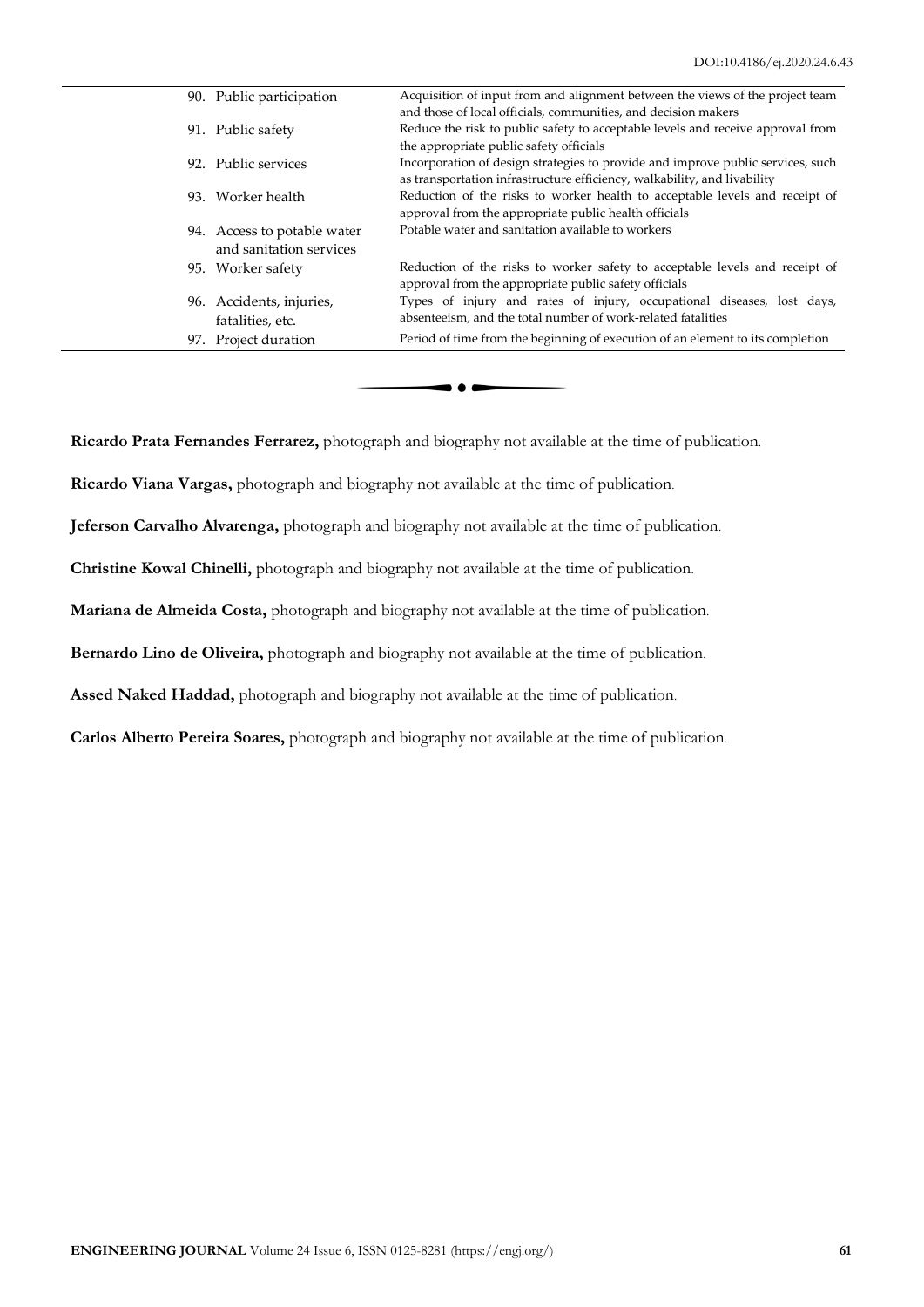| | |
|---|---|
| 90. Public participation | Acquisition of input from and alignment between the views of the project team and those of local officials, communities, and decision makers |
| 91. Public safety | Reduce the risk to public safety to acceptable levels and receive approval from the appropriate public safety officials |
| 92. Public services | Incorporation of design strategies to provide and improve public services, such as transportation infrastructure efficiency, walkability, and livability |
| 93. Worker health | Reduction of the risks to worker health to acceptable levels and receipt of approval from the appropriate public health officials |
| 94. Access to potable water and sanitation services | Potable water and sanitation available to workers |
| 95. Worker safety | Reduction of the risks to worker safety to acceptable levels and receipt of approval from the appropriate public safety officials |
| 96. Accidents, injuries, fatalities, etc. | Types of injury and rates of injury, occupational diseases, lost days, absenteeism, and the total number of work-related fatalities |
| 97. Project duration | Period of time from the beginning of execution of an element to its completion |

**Ricardo Prata Fernandes Ferrarez,** photograph and biography not available at the time of publication.

**Ricardo Viana Vargas,** photograph and biography not available at the time of publication.

**Jeferson Carvalho Alvarenga,** photograph and biography not available at the time of publication.

**Christine Kowal Chinelli,** photograph and biography not available at the time of publication.

**Mariana de Almeida Costa,** photograph and biography not available at the time of publication.

**Bernardo Lino de Oliveira,** photograph and biography not available at the time of publication.

**Assed Naked Haddad,** photograph and biography not available at the time of publication.

**Carlos Alberto Pereira Soares,** photograph and biography not available at the time of publication.